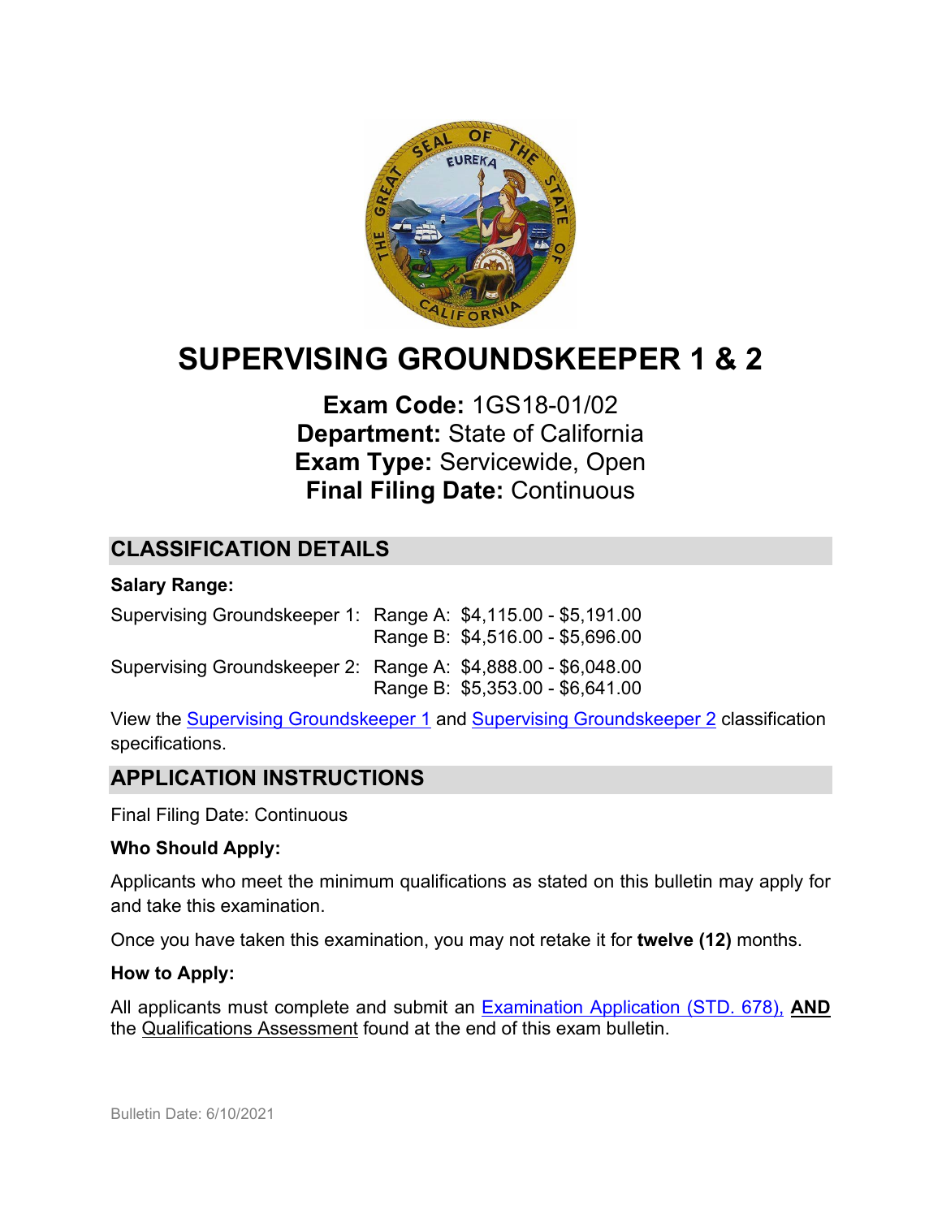# SUPERVISING GROUNDSKEEPER 1 & 2

**Exam Code:** 1GS18-01/02
**Department:** State of California
**Exam Type:** Servicewide, Open
**Final Filing Date:** Continuous

## CLASSIFICATION DETAILS

**Salary Range:**

| | | |
|---|---|---|
| Supervising Groundskeeper 1: | Range A: | $4,115.00 - $5,191.00 |
| | Range B: | $4,516.00 - $5,696.00 |
| Supervising Groundskeeper 2: | Range A: | $4,888.00 - $6,048.00 |
| | Range B: | $5,353.00 - $6,641.00 |

View the Supervising Groundskeeper 1 and Supervising Groundskeeper 2 classification specifications.

## APPLICATION INSTRUCTIONS

Final Filing Date: Continuous

**Who Should Apply:**

Applicants who meet the minimum qualifications as stated on this bulletin may apply for and take this examination.

Once you have taken this examination, you may not retake it for **twelve (12)** months.

**How to Apply:**

All applicants must complete and submit an Examination Application (STD. 678), **AND** the Qualifications Assessment found at the end of this exam bulletin.

Bulletin Date: 6/10/2021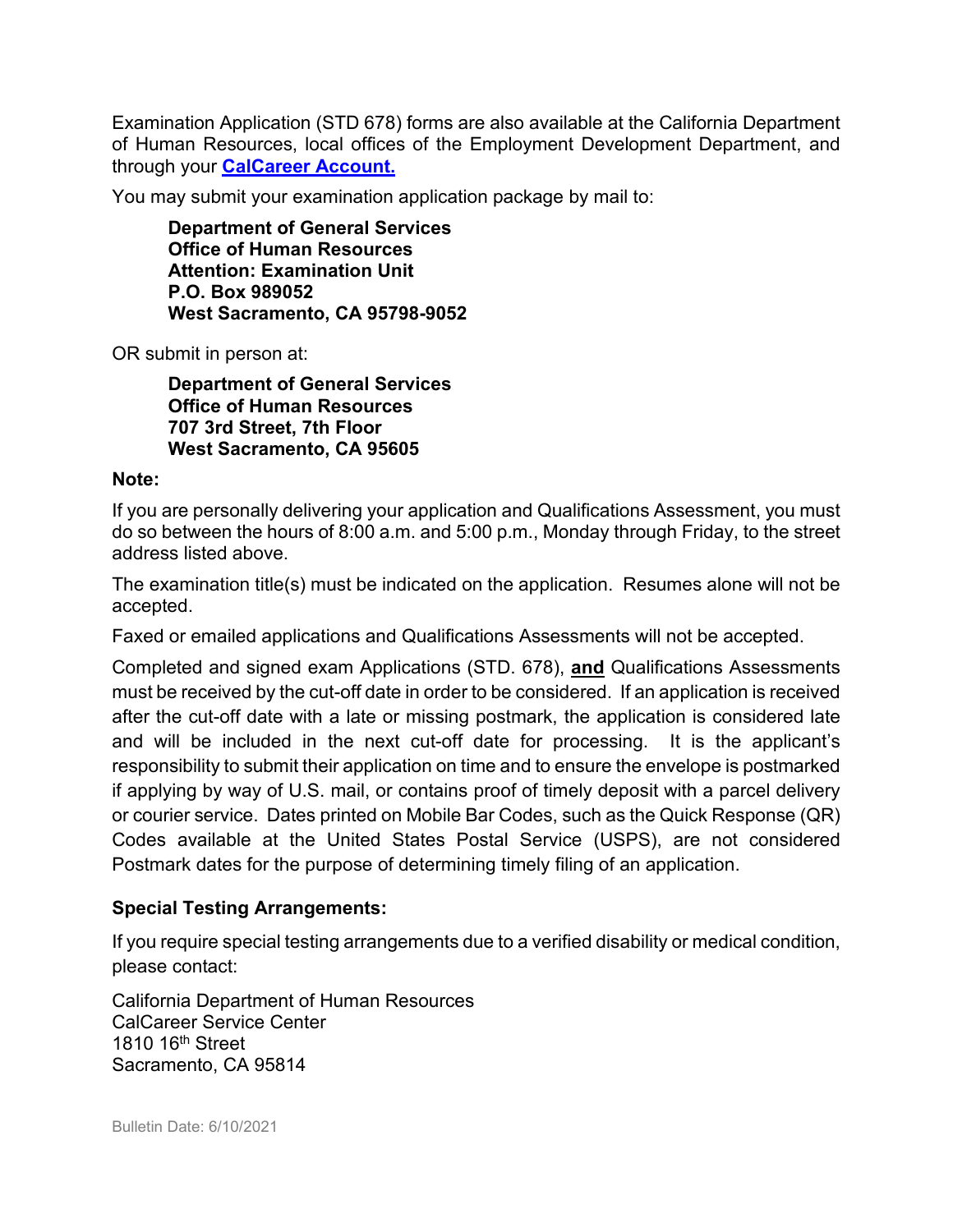Examination Application (STD 678) forms are also available at the California Department of Human Resources, local offices of the Employment Development Department, and through your **CalCareer Account.**

You may submit your examination application package by mail to:

> **Department of General Services**
> **Office of Human Resources**
> **Attention: Examination Unit**
> **P.O. Box 989052**
> **West Sacramento, CA 95798-9052**

OR submit in person at:

> **Department of General Services**
> **Office of Human Resources**
> **707 3rd Street, 7th Floor**
> **West Sacramento, CA 95605**

**Note:**

If you are personally delivering your application and Qualifications Assessment, you must do so between the hours of 8:00 a.m. and 5:00 p.m., Monday through Friday, to the street address listed above.

The examination title(s) must be indicated on the application. Resumes alone will not be accepted.

Faxed or emailed applications and Qualifications Assessments will not be accepted.

Completed and signed exam Applications (STD. 678), **and** Qualifications Assessments must be received by the cut-off date in order to be considered. If an application is received after the cut-off date with a late or missing postmark, the application is considered late and will be included in the next cut-off date for processing. It is the applicant's responsibility to submit their application on time and to ensure the envelope is postmarked if applying by way of U.S. mail, or contains proof of timely deposit with a parcel delivery or courier service. Dates printed on Mobile Bar Codes, such as the Quick Response (QR) Codes available at the United States Postal Service (USPS), are not considered Postmark dates for the purpose of determining timely filing of an application.

### Special Testing Arrangements:

If you require special testing arrangements due to a verified disability or medical condition, please contact:

California Department of Human Resources
CalCareer Service Center
1810 16th Street
Sacramento, CA 95814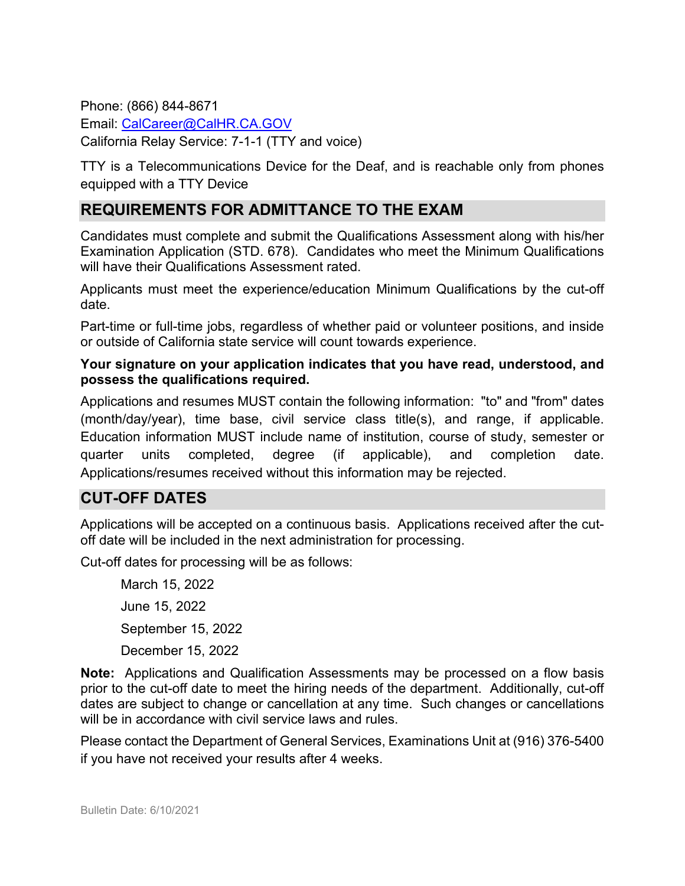Phone: (866) 844-8671
Email: [CalCareer@CalHR.CA.GOV](mailto:CalCareer@CalHR.CA.GOV)
California Relay Service: 7-1-1 (TTY and voice)

TTY is a Telecommunications Device for the Deaf, and is reachable only from phones equipped with a TTY Device

## REQUIREMENTS FOR ADMITTANCE TO THE EXAM

Candidates must complete and submit the Qualifications Assessment along with his/her Examination Application (STD. 678). Candidates who meet the Minimum Qualifications will have their Qualifications Assessment rated.

Applicants must meet the experience/education Minimum Qualifications by the cut-off date.

Part-time or full-time jobs, regardless of whether paid or volunteer positions, and inside or outside of California state service will count towards experience.

**Your signature on your application indicates that you have read, understood, and possess the qualifications required.**

Applications and resumes MUST contain the following information: "to" and "from" dates (month/day/year), time base, civil service class title(s), and range, if applicable. Education information MUST include name of institution, course of study, semester or quarter units completed, degree (if applicable), and completion date. Applications/resumes received without this information may be rejected.

## CUT-OFF DATES

Applications will be accepted on a continuous basis. Applications received after the cut-off date will be included in the next administration for processing.

Cut-off dates for processing will be as follows:

March 15, 2022

June 15, 2022

September 15, 2022

December 15, 2022

**Note:** Applications and Qualification Assessments may be processed on a flow basis prior to the cut-off date to meet the hiring needs of the department. Additionally, cut-off dates are subject to change or cancellation at any time. Such changes or cancellations will be in accordance with civil service laws and rules.

Please contact the Department of General Services, Examinations Unit at (916) 376-5400 if you have not received your results after 4 weeks.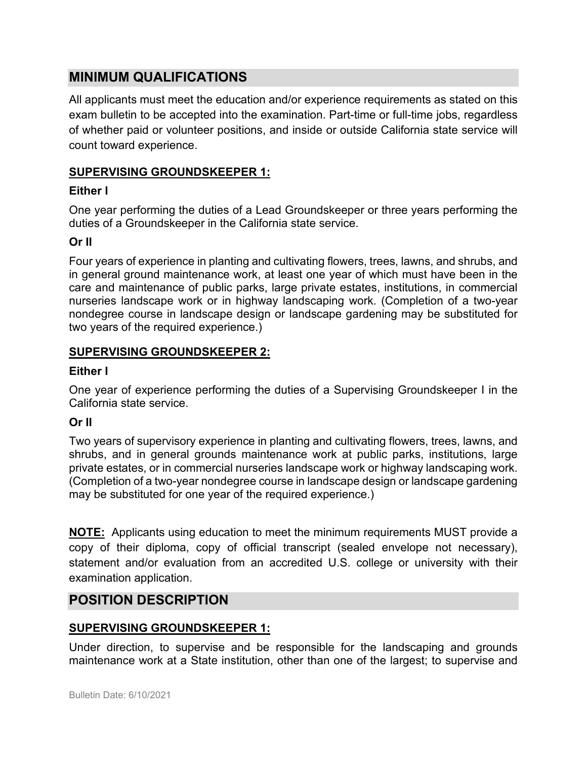## MINIMUM QUALIFICATIONS

All applicants must meet the education and/or experience requirements as stated on this exam bulletin to be accepted into the examination. Part-time or full-time jobs, regardless of whether paid or volunteer positions, and inside or outside California state service will count toward experience.

### SUPERVISING GROUNDSKEEPER 1:

**Either I**

One year performing the duties of a Lead Groundskeeper or three years performing the duties of a Groundskeeper in the California state service.

**Or II**

Four years of experience in planting and cultivating flowers, trees, lawns, and shrubs, and in general ground maintenance work, at least one year of which must have been in the care and maintenance of public parks, large private estates, institutions, in commercial nurseries landscape work or in highway landscaping work. (Completion of a two-year nondegree course in landscape design or landscape gardening may be substituted for two years of the required experience.)

### SUPERVISING GROUNDSKEEPER 2:

**Either I**

One year of experience performing the duties of a Supervising Groundskeeper I in the California state service.

**Or II**

Two years of supervisory experience in planting and cultivating flowers, trees, lawns, and shrubs, and in general grounds maintenance work at public parks, institutions, large private estates, or in commercial nurseries landscape work or highway landscaping work. (Completion of a two-year nondegree course in landscape design or landscape gardening may be substituted for one year of the required experience.)

**NOTE:** Applicants using education to meet the minimum requirements MUST provide a copy of their diploma, copy of official transcript (sealed envelope not necessary), statement and/or evaluation from an accredited U.S. college or university with their examination application.

## POSITION DESCRIPTION

### SUPERVISING GROUNDSKEEPER 1:

Under direction, to supervise and be responsible for the landscaping and grounds maintenance work at a State institution, other than one of the largest; to supervise and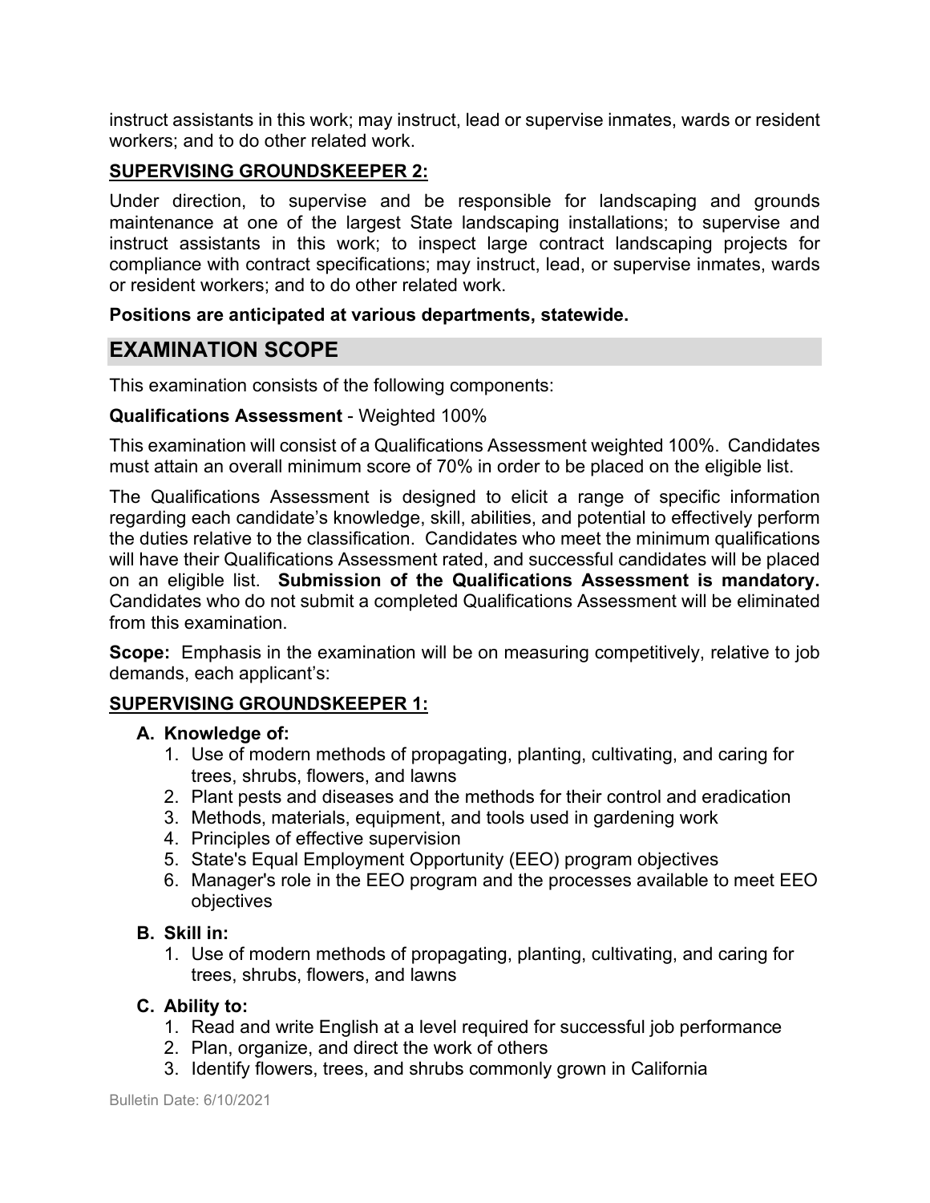instruct assistants in this work; may instruct, lead or supervise inmates, wards or resident workers; and to do other related work.

**SUPERVISING GROUNDSKEEPER 2:**

Under direction, to supervise and be responsible for landscaping and grounds maintenance at one of the largest State landscaping installations; to supervise and instruct assistants in this work; to inspect large contract landscaping projects for compliance with contract specifications; may instruct, lead, or supervise inmates, wards or resident workers; and to do other related work.

**Positions are anticipated at various departments, statewide.**

## EXAMINATION SCOPE

This examination consists of the following components:

**Qualifications Assessment** - Weighted 100%

This examination will consist of a Qualifications Assessment weighted 100%. Candidates must attain an overall minimum score of 70% in order to be placed on the eligible list.

The Qualifications Assessment is designed to elicit a range of specific information regarding each candidate's knowledge, skill, abilities, and potential to effectively perform the duties relative to the classification. Candidates who meet the minimum qualifications will have their Qualifications Assessment rated, and successful candidates will be placed on an eligible list. **Submission of the Qualifications Assessment is mandatory.** Candidates who do not submit a completed Qualifications Assessment will be eliminated from this examination.

**Scope:** Emphasis in the examination will be on measuring competitively, relative to job demands, each applicant's:

**SUPERVISING GROUNDSKEEPER 1:**

**A. Knowledge of:**

1. Use of modern methods of propagating, planting, cultivating, and caring for trees, shrubs, flowers, and lawns
2. Plant pests and diseases and the methods for their control and eradication
3. Methods, materials, equipment, and tools used in gardening work
4. Principles of effective supervision
5. State's Equal Employment Opportunity (EEO) program objectives
6. Manager's role in the EEO program and the processes available to meet EEO objectives

**B. Skill in:**

1. Use of modern methods of propagating, planting, cultivating, and caring for trees, shrubs, flowers, and lawns

**C. Ability to:**

1. Read and write English at a level required for successful job performance
2. Plan, organize, and direct the work of others
3. Identify flowers, trees, and shrubs commonly grown in California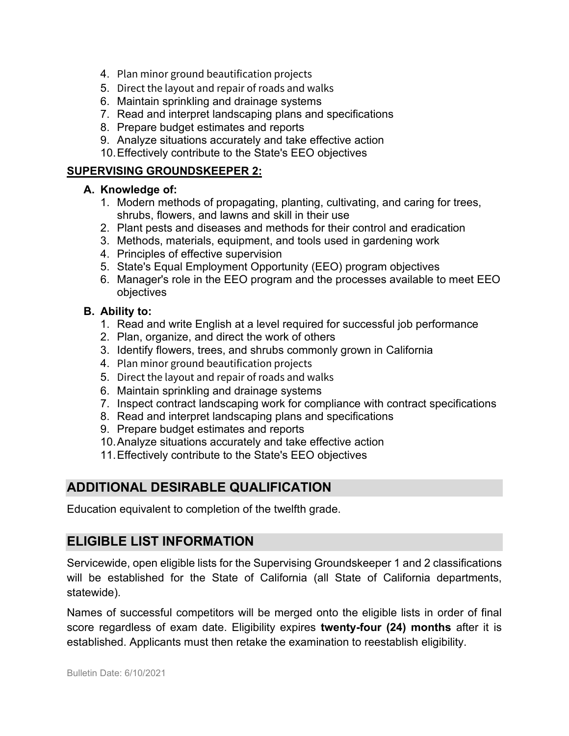4. Plan minor ground beautification projects
5. Direct the layout and repair of roads and walks
6. Maintain sprinkling and drainage systems
7. Read and interpret landscaping plans and specifications
8. Prepare budget estimates and reports
9. Analyze situations accurately and take effective action
10. Effectively contribute to the State's EEO objectives

**SUPERVISING GROUNDSKEEPER 2:**

**A. Knowledge of:**

1. Modern methods of propagating, planting, cultivating, and caring for trees, shrubs, flowers, and lawns and skill in their use
2. Plant pests and diseases and methods for their control and eradication
3. Methods, materials, equipment, and tools used in gardening work
4. Principles of effective supervision
5. State's Equal Employment Opportunity (EEO) program objectives
6. Manager's role in the EEO program and the processes available to meet EEO objectives

**B. Ability to:**

1. Read and write English at a level required for successful job performance
2. Plan, organize, and direct the work of others
3. Identify flowers, trees, and shrubs commonly grown in California
4. Plan minor ground beautification projects
5. Direct the layout and repair of roads and walks
6. Maintain sprinkling and drainage systems
7. Inspect contract landscaping work for compliance with contract specifications
8. Read and interpret landscaping plans and specifications
9. Prepare budget estimates and reports
10. Analyze situations accurately and take effective action
11. Effectively contribute to the State's EEO objectives

## ADDITIONAL DESIRABLE QUALIFICATION

Education equivalent to completion of the twelfth grade.

## ELIGIBLE LIST INFORMATION

Servicewide, open eligible lists for the Supervising Groundskeeper 1 and 2 classifications will be established for the State of California (all State of California departments, statewide).

Names of successful competitors will be merged onto the eligible lists in order of final score regardless of exam date. Eligibility expires **twenty-four (24) months** after it is established. Applicants must then retake the examination to reestablish eligibility.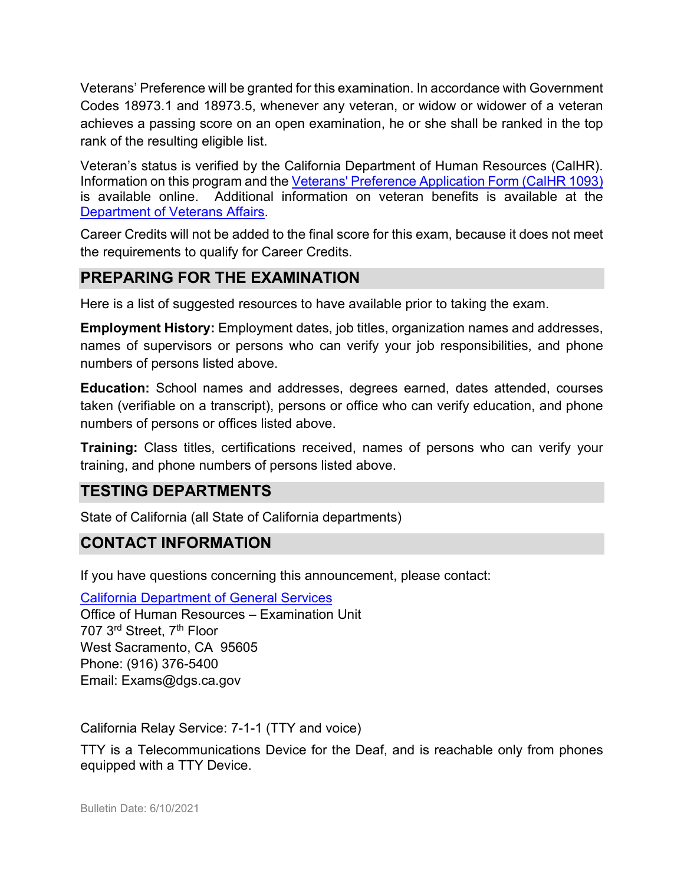Veterans' Preference will be granted for this examination. In accordance with Government Codes 18973.1 and 18973.5, whenever any veteran, or widow or widower of a veteran achieves a passing score on an open examination, he or she shall be ranked in the top rank of the resulting eligible list.

Veteran's status is verified by the California Department of Human Resources (CalHR). Information on this program and the [Veterans' Preference Application Form (CalHR 1093)] is available online. Additional information on veteran benefits is available at the [Department of Veterans Affairs].

Career Credits will not be added to the final score for this exam, because it does not meet the requirements to qualify for Career Credits.

## PREPARING FOR THE EXAMINATION

Here is a list of suggested resources to have available prior to taking the exam.

**Employment History:** Employment dates, job titles, organization names and addresses, names of supervisors or persons who can verify your job responsibilities, and phone numbers of persons listed above.

**Education:** School names and addresses, degrees earned, dates attended, courses taken (verifiable on a transcript), persons or office who can verify education, and phone numbers of persons or offices listed above.

**Training:** Class titles, certifications received, names of persons who can verify your training, and phone numbers of persons listed above.

## TESTING DEPARTMENTS

State of California (all State of California departments)

## CONTACT INFORMATION

If you have questions concerning this announcement, please contact:

California Department of General Services
Office of Human Resources – Examination Unit
707 3rd Street, 7th Floor
West Sacramento, CA 95605
Phone: (916) 376-5400
Email: Exams@dgs.ca.gov

California Relay Service: 7-1-1 (TTY and voice)

TTY is a Telecommunications Device for the Deaf, and is reachable only from phones equipped with a TTY Device.

Bulletin Date: 6/10/2021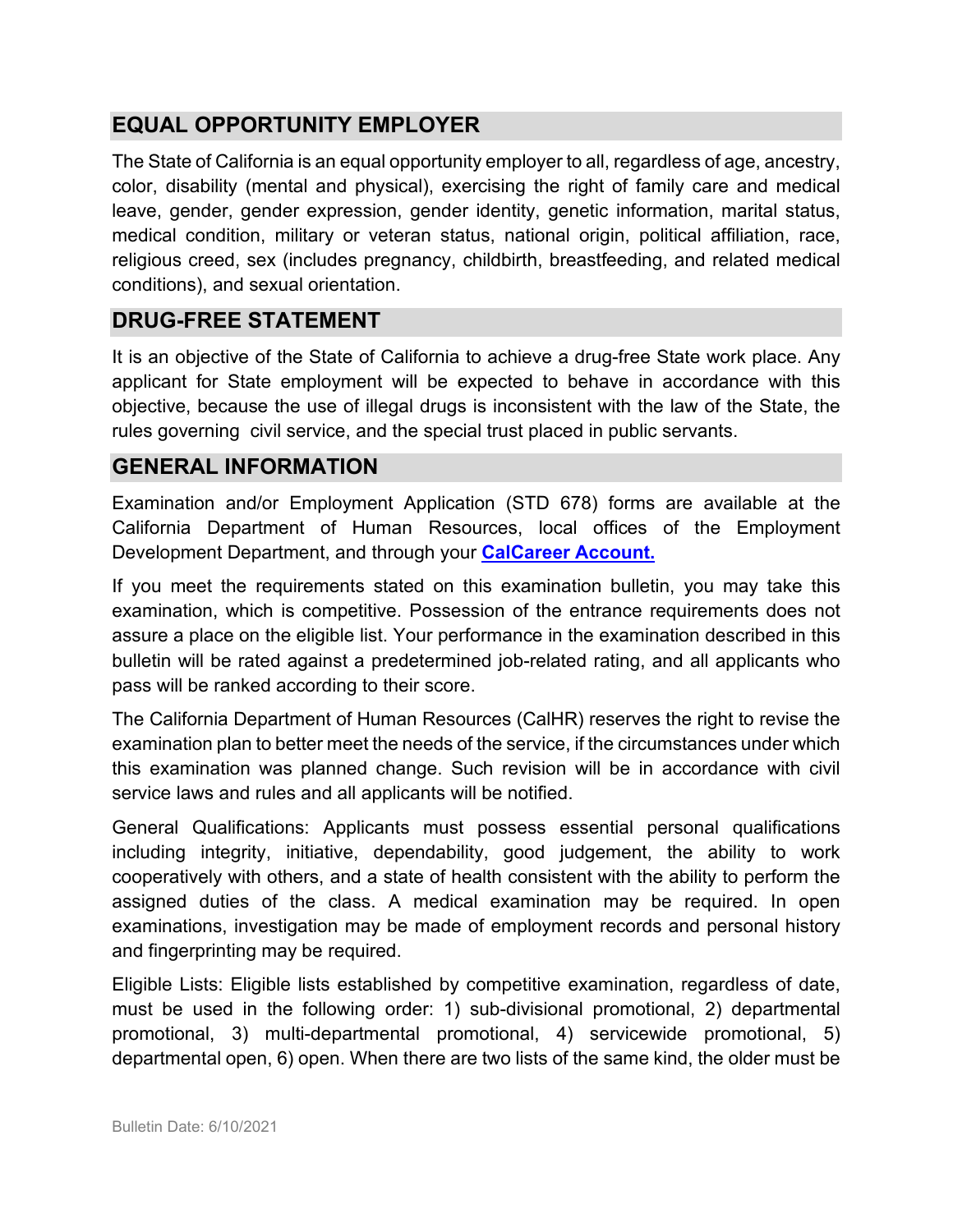## EQUAL OPPORTUNITY EMPLOYER

The State of California is an equal opportunity employer to all, regardless of age, ancestry, color, disability (mental and physical), exercising the right of family care and medical leave, gender, gender expression, gender identity, genetic information, marital status, medical condition, military or veteran status, national origin, political affiliation, race, religious creed, sex (includes pregnancy, childbirth, breastfeeding, and related medical conditions), and sexual orientation.

## DRUG-FREE STATEMENT

It is an objective of the State of California to achieve a drug-free State work place. Any applicant for State employment will be expected to behave in accordance with this objective, because the use of illegal drugs is inconsistent with the law of the State, the rules governing civil service, and the special trust placed in public servants.

## GENERAL INFORMATION

Examination and/or Employment Application (STD 678) forms are available at the California Department of Human Resources, local offices of the Employment Development Department, and through your **CalCareer Account.**

If you meet the requirements stated on this examination bulletin, you may take this examination, which is competitive. Possession of the entrance requirements does not assure a place on the eligible list. Your performance in the examination described in this bulletin will be rated against a predetermined job-related rating, and all applicants who pass will be ranked according to their score.

The California Department of Human Resources (CalHR) reserves the right to revise the examination plan to better meet the needs of the service, if the circumstances under which this examination was planned change. Such revision will be in accordance with civil service laws and rules and all applicants will be notified.

General Qualifications: Applicants must possess essential personal qualifications including integrity, initiative, dependability, good judgement, the ability to work cooperatively with others, and a state of health consistent with the ability to perform the assigned duties of the class. A medical examination may be required. In open examinations, investigation may be made of employment records and personal history and fingerprinting may be required.

Eligible Lists: Eligible lists established by competitive examination, regardless of date, must be used in the following order: 1) sub-divisional promotional, 2) departmental promotional, 3) multi-departmental promotional, 4) servicewide promotional, 5) departmental open, 6) open. When there are two lists of the same kind, the older must be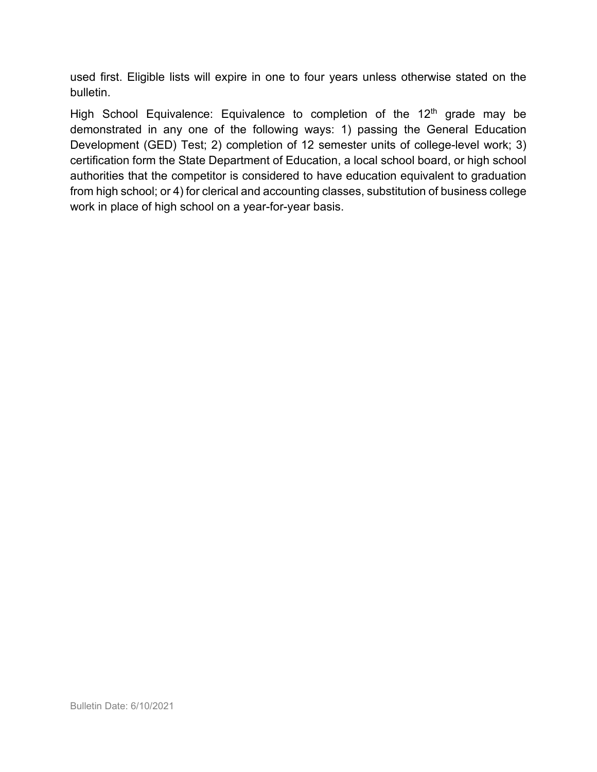used first. Eligible lists will expire in one to four years unless otherwise stated on the bulletin.

High School Equivalence: Equivalence to completion of the 12th grade may be demonstrated in any one of the following ways: 1) passing the General Education Development (GED) Test; 2) completion of 12 semester units of college-level work; 3) certification form the State Department of Education, a local school board, or high school authorities that the competitor is considered to have education equivalent to graduation from high school; or 4) for clerical and accounting classes, substitution of business college work in place of high school on a year-for-year basis.

Bulletin Date: 6/10/2021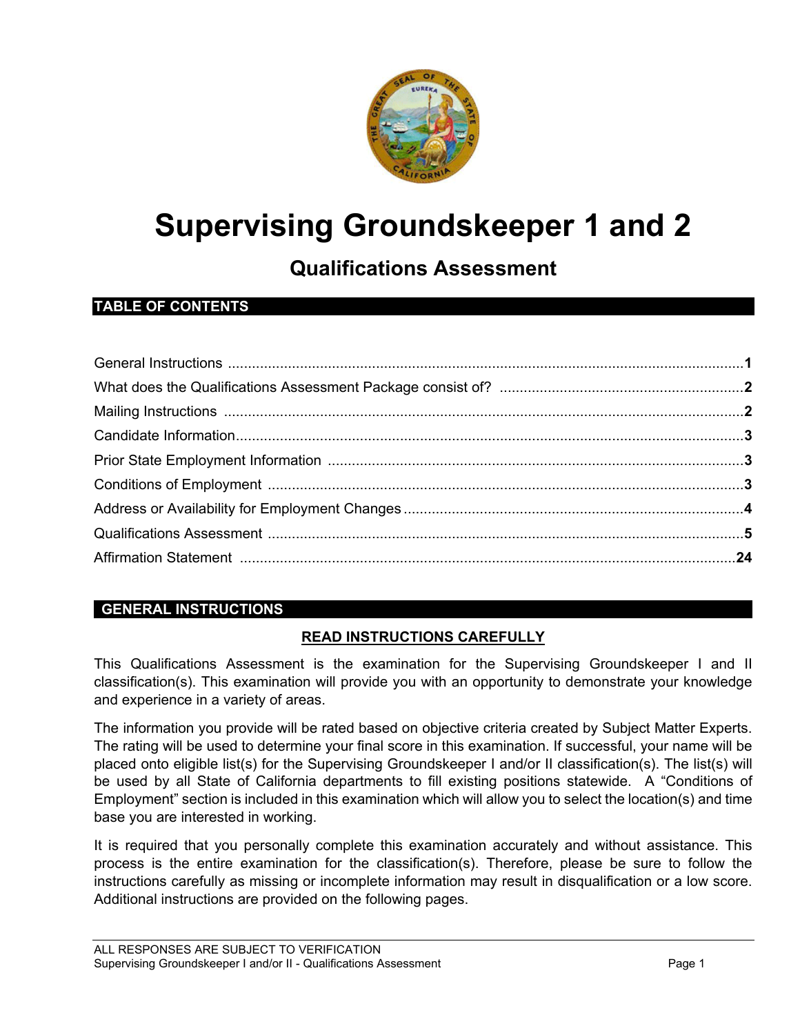# Supervising Groundskeeper 1 and 2

## Qualifications Assessment

## TABLE OF CONTENTS

| Section | Page |
|---|---|
| General Instructions | 1 |
| What does the Qualifications Assessment Package consist of? | 2 |
| Mailing Instructions | 2 |
| Candidate Information | 3 |
| Prior State Employment Information | 3 |
| Conditions of Employment | 3 |
| Address or Availability for Employment Changes | 4 |
| Qualifications Assessment | 5 |
| Affirmation Statement | 24 |

## GENERAL INSTRUCTIONS

**READ INSTRUCTIONS CAREFULLY**

This Qualifications Assessment is the examination for the Supervising Groundskeeper I and II classification(s). This examination will provide you with an opportunity to demonstrate your knowledge and experience in a variety of areas.

The information you provide will be rated based on objective criteria created by Subject Matter Experts. The rating will be used to determine your final score in this examination. If successful, your name will be placed onto eligible list(s) for the Supervising Groundskeeper I and/or II classification(s). The list(s) will be used by all State of California departments to fill existing positions statewide. A "Conditions of Employment" section is included in this examination which will allow you to select the location(s) and time base you are interested in working.

It is required that you personally complete this examination accurately and without assistance. This process is the entire examination for the classification(s). Therefore, please be sure to follow the instructions carefully as missing or incomplete information may result in disqualification or a low score. Additional instructions are provided on the following pages.

ALL RESPONSES ARE SUBJECT TO VERIFICATION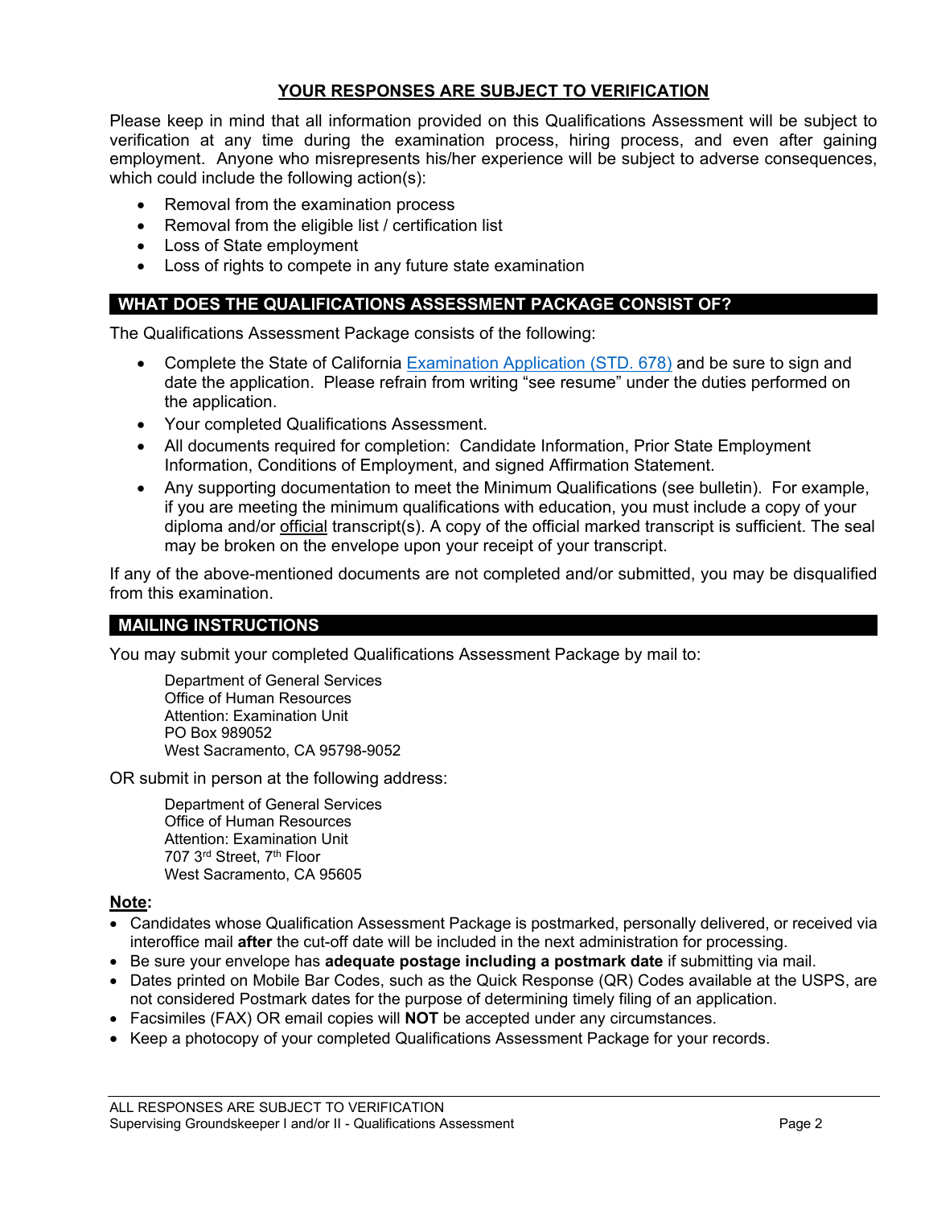## YOUR RESPONSES ARE SUBJECT TO VERIFICATION

Please keep in mind that all information provided on this Qualifications Assessment will be subject to verification at any time during the examination process, hiring process, and even after gaining employment. Anyone who misrepresents his/her experience will be subject to adverse consequences, which could include the following action(s):

- Removal from the examination process
- Removal from the eligible list / certification list
- Loss of State employment
- Loss of rights to compete in any future state examination

## WHAT DOES THE QUALIFICATIONS ASSESSMENT PACKAGE CONSIST OF?

The Qualifications Assessment Package consists of the following:

- Complete the State of California Examination Application (STD. 678) and be sure to sign and date the application. Please refrain from writing "see resume" under the duties performed on the application.
- Your completed Qualifications Assessment.
- All documents required for completion: Candidate Information, Prior State Employment Information, Conditions of Employment, and signed Affirmation Statement.
- Any supporting documentation to meet the Minimum Qualifications (see bulletin). For example, if you are meeting the minimum qualifications with education, you must include a copy of your diploma and/or official transcript(s). A copy of the official marked transcript is sufficient. The seal may be broken on the envelope upon your receipt of your transcript.

If any of the above-mentioned documents are not completed and/or submitted, you may be disqualified from this examination.

## MAILING INSTRUCTIONS

You may submit your completed Qualifications Assessment Package by mail to:

Department of General Services
Office of Human Resources
Attention: Examination Unit
PO Box 989052
West Sacramento, CA 95798-9052

OR submit in person at the following address:

Department of General Services
Office of Human Resources
Attention: Examination Unit
707 3rd Street, 7th Floor
West Sacramento, CA 95605

**Note:**

- Candidates whose Qualification Assessment Package is postmarked, personally delivered, or received via interoffice mail **after** the cut-off date will be included in the next administration for processing.
- Be sure your envelope has **adequate postage including a postmark date** if submitting via mail.
- Dates printed on Mobile Bar Codes, such as the Quick Response (QR) Codes available at the USPS, are not considered Postmark dates for the purpose of determining timely filing of an application.
- Facsimiles (FAX) OR email copies will **NOT** be accepted under any circumstances.
- Keep a photocopy of your completed Qualifications Assessment Package for your records.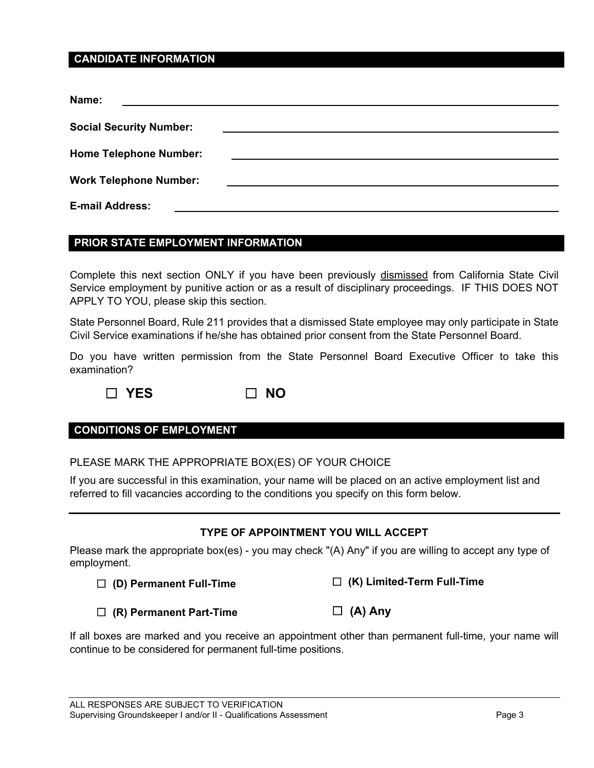## CANDIDATE INFORMATION

**Name:** ______________________________

**Social Security Number:** ______________________________

**Home Telephone Number:** ______________________________

**Work Telephone Number:** ______________________________

**E-mail Address:** ______________________________

## PRIOR STATE EMPLOYMENT INFORMATION

Complete this next section ONLY if you have been previously dismissed from California State Civil Service employment by punitive action or as a result of disciplinary proceedings. IF THIS DOES NOT APPLY TO YOU, please skip this section.

State Personnel Board, Rule 211 provides that a dismissed State employee may only participate in State Civil Service examinations if he/she has obtained prior consent from the State Personnel Board.

Do you have written permission from the State Personnel Board Executive Officer to take this examination?

☐ **YES** ☐ **NO**

## CONDITIONS OF EMPLOYMENT

PLEASE MARK THE APPROPRIATE BOX(ES) OF YOUR CHOICE

If you are successful in this examination, your name will be placed on an active employment list and referred to fill vacancies according to the conditions you specify on this form below.

### TYPE OF APPOINTMENT YOU WILL ACCEPT

Please mark the appropriate box(es) - you may check "(A) Any" if you are willing to accept any type of employment.

☐ **(D) Permanent Full-Time** ☐ **(K) Limited-Term Full-Time**

☐ **(R) Permanent Part-Time** ☐ **(A) Any**

If all boxes are marked and you receive an appointment other than permanent full-time, your name will continue to be considered for permanent full-time positions.

ALL RESPONSES ARE SUBJECT TO VERIFICATION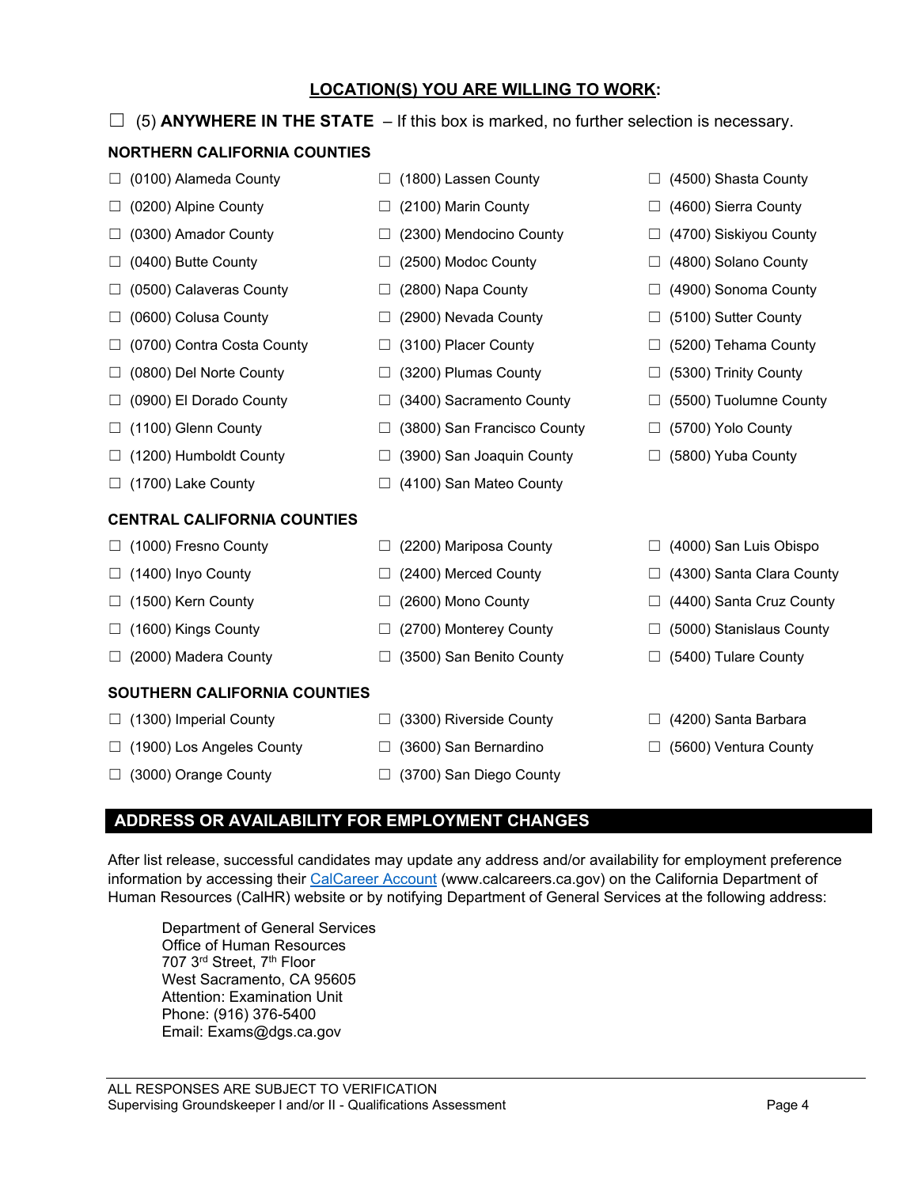## LOCATION(S) YOU ARE WILLING TO WORK:

☐ (5) **ANYWHERE IN THE STATE** – If this box is marked, no further selection is necessary.

**NORTHERN CALIFORNIA COUNTIES**

- ☐ (0100) Alameda County
- ☐ (0200) Alpine County
- ☐ (0300) Amador County
- ☐ (0400) Butte County
- ☐ (0500) Calaveras County
- ☐ (0600) Colusa County
- ☐ (0700) Contra Costa County
- ☐ (0800) Del Norte County
- ☐ (0900) El Dorado County
- ☐ (1100) Glenn County
- ☐ (1200) Humboldt County
- ☐ (1700) Lake County
- ☐ (1800) Lassen County
- ☐ (2100) Marin County
- ☐ (2300) Mendocino County
- ☐ (2500) Modoc County
- ☐ (2800) Napa County
- ☐ (2900) Nevada County
- ☐ (3100) Placer County
- ☐ (3200) Plumas County
- ☐ (3400) Sacramento County
- ☐ (3800) San Francisco County
- ☐ (3900) San Joaquin County
- ☐ (4100) San Mateo County
- ☐ (4500) Shasta County
- ☐ (4600) Sierra County
- ☐ (4700) Siskiyou County
- ☐ (4800) Solano County
- ☐ (4900) Sonoma County
- ☐ (5100) Sutter County
- ☐ (5200) Tehama County
- ☐ (5300) Trinity County
- ☐ (5500) Tuolumne County
- ☐ (5700) Yolo County
- ☐ (5800) Yuba County

**CENTRAL CALIFORNIA COUNTIES**

- ☐ (1000) Fresno County
- ☐ (1400) Inyo County
- ☐ (1500) Kern County
- ☐ (1600) Kings County
- ☐ (2000) Madera County
- ☐ (2200) Mariposa County
- ☐ (2400) Merced County
- ☐ (2600) Mono County
- ☐ (2700) Monterey County
- ☐ (3500) San Benito County
- ☐ (4000) San Luis Obispo
- ☐ (4300) Santa Clara County
- ☐ (4400) Santa Cruz County
- ☐ (5000) Stanislaus County
- ☐ (5400) Tulare County

**SOUTHERN CALIFORNIA COUNTIES**

- ☐ (1300) Imperial County
- ☐ (1900) Los Angeles County
- ☐ (3000) Orange County
- ☐ (3300) Riverside County
- ☐ (3600) San Bernardino
- ☐ (3700) San Diego County
- ☐ (4200) Santa Barbara
- ☐ (5600) Ventura County

## ADDRESS OR AVAILABILITY FOR EMPLOYMENT CHANGES

After list release, successful candidates may update any address and/or availability for employment preference information by accessing their CalCareer Account (www.calcareers.ca.gov) on the California Department of Human Resources (CalHR) website or by notifying Department of General Services at the following address:

Department of General Services
Office of Human Resources
707 3rd Street, 7th Floor
West Sacramento, CA 95605
Attention: Examination Unit
Phone: (916) 376-5400
Email: Exams@dgs.ca.gov

ALL RESPONSES ARE SUBJECT TO VERIFICATION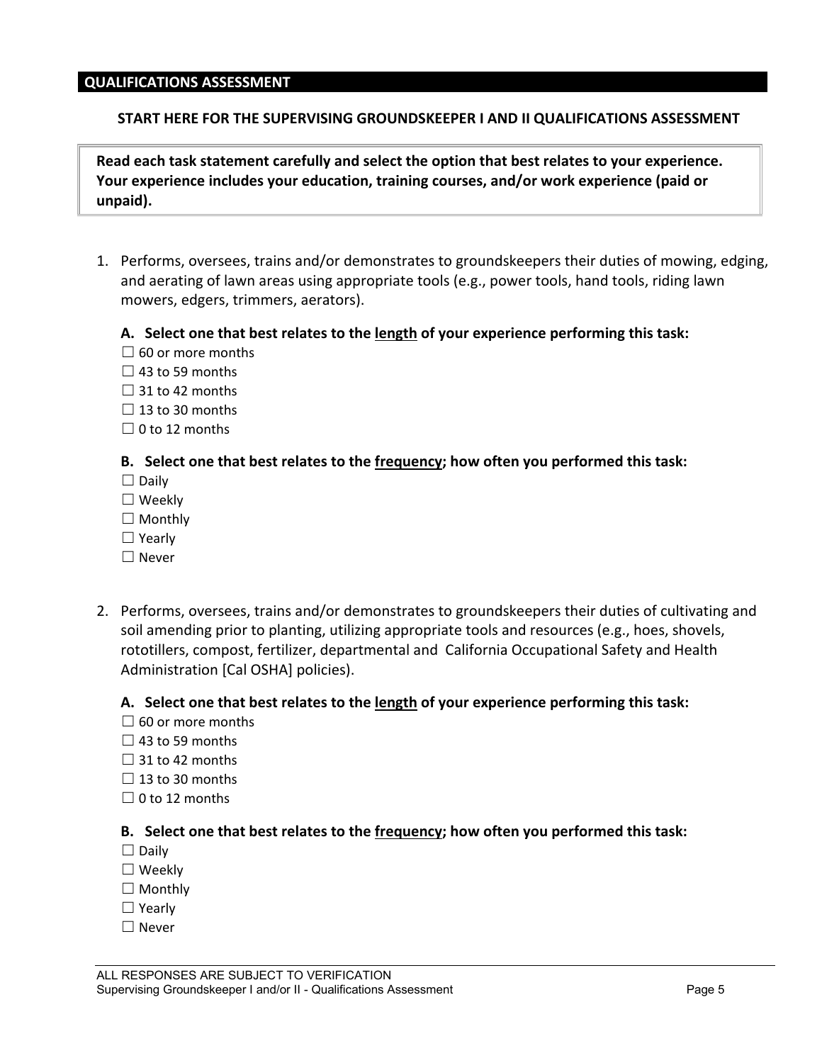## QUALIFICATIONS ASSESSMENT

**START HERE FOR THE SUPERVISING GROUNDSKEEPER I AND II QUALIFICATIONS ASSESSMENT**

**Read each task statement carefully and select the option that best relates to your experience. Your experience includes your education, training courses, and/or work experience (paid or unpaid).**

1. Performs, oversees, trains and/or demonstrates to groundskeepers their duties of mowing, edging, and aerating of lawn areas using appropriate tools (e.g., power tools, hand tools, riding lawn mowers, edgers, trimmers, aerators).

   **A. Select one that best relates to the <u>length</u> of your experience performing this task:**
   - ☐ 60 or more months
   - ☐ 43 to 59 months
   - ☐ 31 to 42 months
   - ☐ 13 to 30 months
   - ☐ 0 to 12 months

   **B. Select one that best relates to the <u>frequency</u>; how often you performed this task:**
   - ☐ Daily
   - ☐ Weekly
   - ☐ Monthly
   - ☐ Yearly
   - ☐ Never

2. Performs, oversees, trains and/or demonstrates to groundskeepers their duties of cultivating and soil amending prior to planting, utilizing appropriate tools and resources (e.g., hoes, shovels, rototillers, compost, fertilizer, departmental and California Occupational Safety and Health Administration [Cal OSHA] policies).

   **A. Select one that best relates to the <u>length</u> of your experience performing this task:**
   - ☐ 60 or more months
   - ☐ 43 to 59 months
   - ☐ 31 to 42 months
   - ☐ 13 to 30 months
   - ☐ 0 to 12 months

   **B. Select one that best relates to the <u>frequency</u>; how often you performed this task:**
   - ☐ Daily
   - ☐ Weekly
   - ☐ Monthly
   - ☐ Yearly
   - ☐ Never

ALL RESPONSES ARE SUBJECT TO VERIFICATION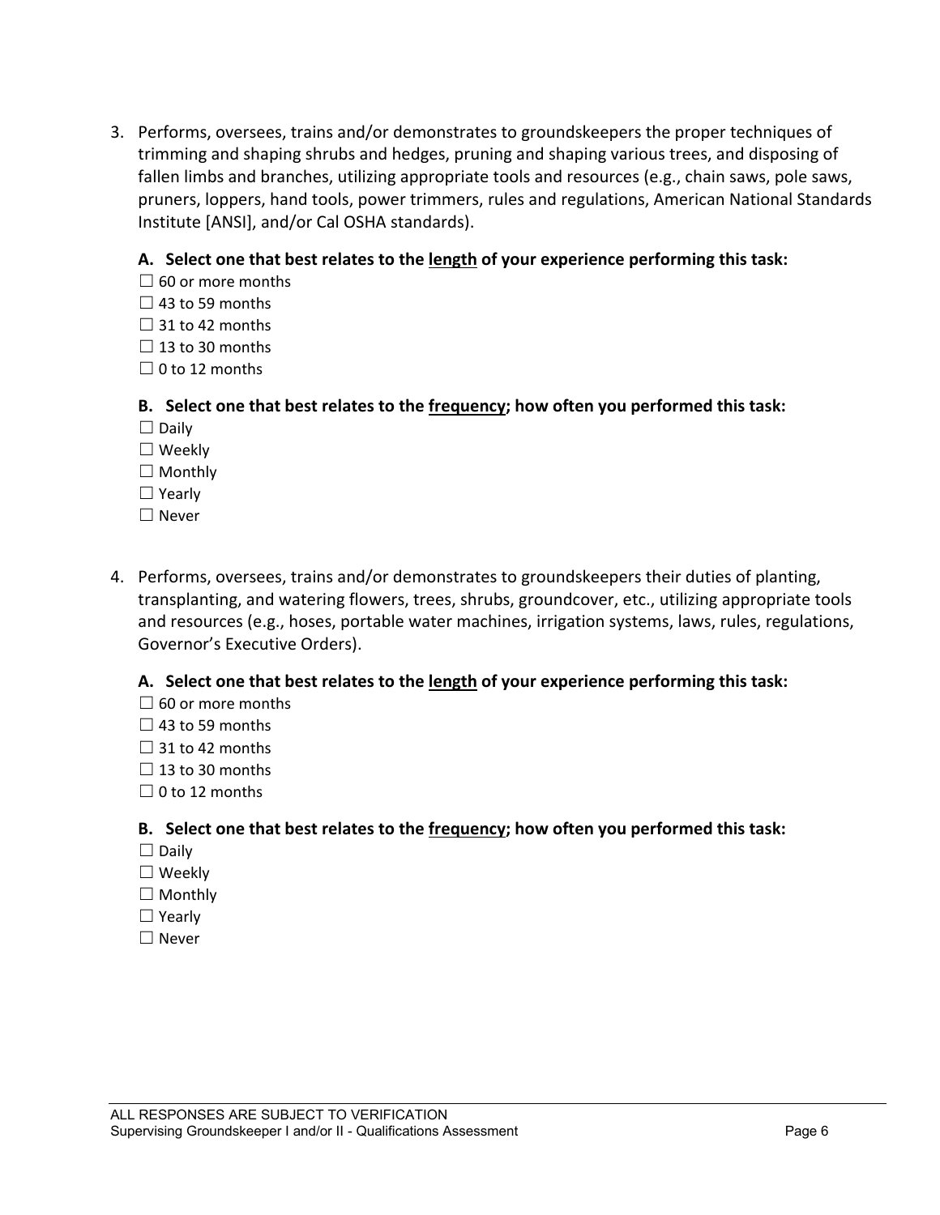3. Performs, oversees, trains and/or demonstrates to groundskeepers the proper techniques of trimming and shaping shrubs and hedges, pruning and shaping various trees, and disposing of fallen limbs and branches, utilizing appropriate tools and resources (e.g., chain saws, pole saws, pruners, loppers, hand tools, power trimmers, rules and regulations, American National Standards Institute [ANSI], and/or Cal OSHA standards).

   **A. Select one that best relates to the <u>length</u> of your experience performing this task:**

   ☐ 60 or more months
   ☐ 43 to 59 months
   ☐ 31 to 42 months
   ☐ 13 to 30 months
   ☐ 0 to 12 months

   **B. Select one that best relates to the <u>frequency</u>; how often you performed this task:**

   ☐ Daily
   ☐ Weekly
   ☐ Monthly
   ☐ Yearly
   ☐ Never

4. Performs, oversees, trains and/or demonstrates to groundskeepers their duties of planting, transplanting, and watering flowers, trees, shrubs, groundcover, etc., utilizing appropriate tools and resources (e.g., hoses, portable water machines, irrigation systems, laws, rules, regulations, Governor's Executive Orders).

   **A. Select one that best relates to the <u>length</u> of your experience performing this task:**

   ☐ 60 or more months
   ☐ 43 to 59 months
   ☐ 31 to 42 months
   ☐ 13 to 30 months
   ☐ 0 to 12 months

   **B. Select one that best relates to the <u>frequency</u>; how often you performed this task:**

   ☐ Daily
   ☐ Weekly
   ☐ Monthly
   ☐ Yearly
   ☐ Never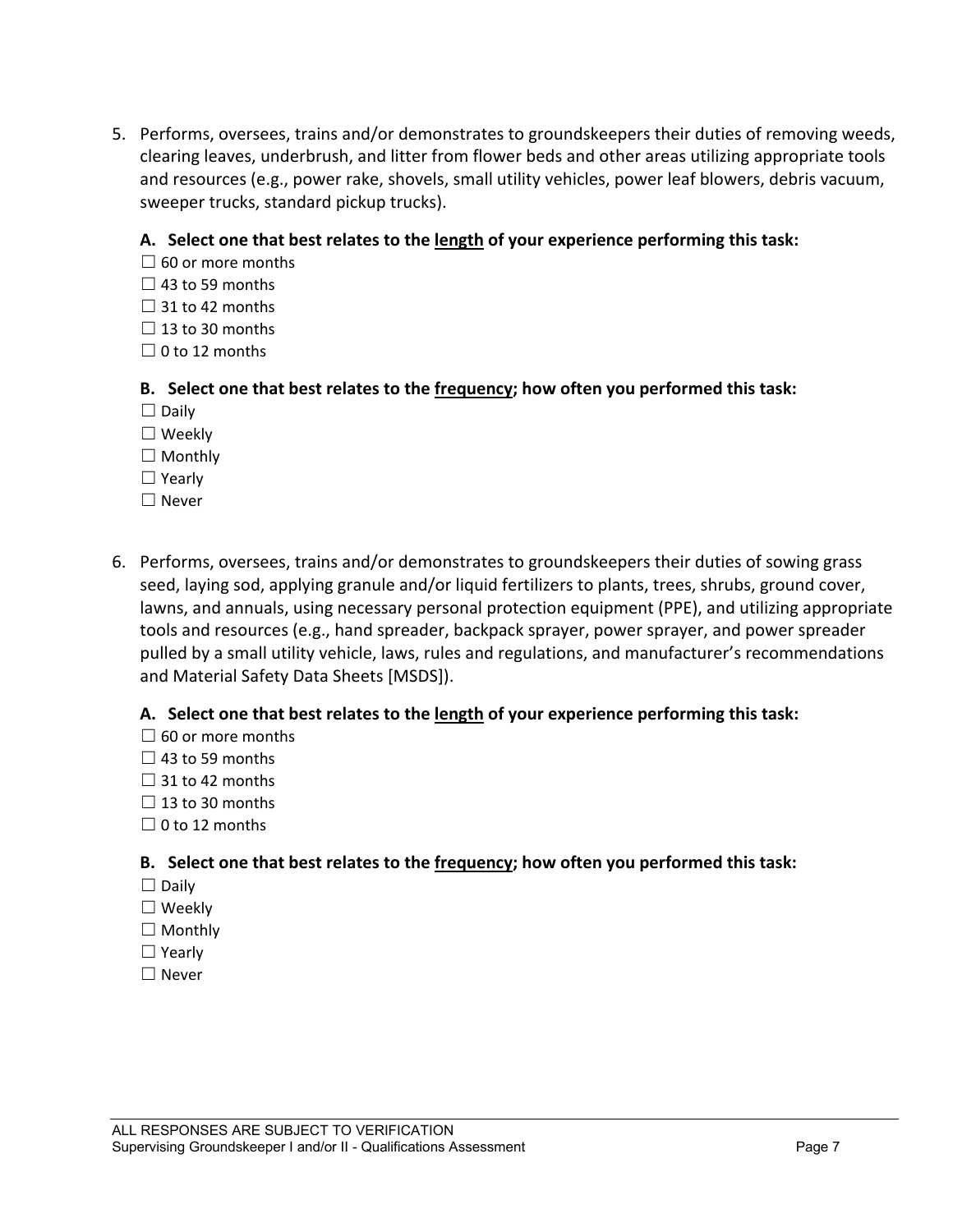5. Performs, oversees, trains and/or demonstrates to groundskeepers their duties of removing weeds, clearing leaves, underbrush, and litter from flower beds and other areas utilizing appropriate tools and resources (e.g., power rake, shovels, small utility vehicles, power leaf blowers, debris vacuum, sweeper trucks, standard pickup trucks).

   **A. Select one that best relates to the <u>length</u> of your experience performing this task:**

   ☐ 60 or more months
   ☐ 43 to 59 months
   ☐ 31 to 42 months
   ☐ 13 to 30 months
   ☐ 0 to 12 months

   **B. Select one that best relates to the <u>frequency</u>; how often you performed this task:**

   ☐ Daily
   ☐ Weekly
   ☐ Monthly
   ☐ Yearly
   ☐ Never

6. Performs, oversees, trains and/or demonstrates to groundskeepers their duties of sowing grass seed, laying sod, applying granule and/or liquid fertilizers to plants, trees, shrubs, ground cover, lawns, and annuals, using necessary personal protection equipment (PPE), and utilizing appropriate tools and resources (e.g., hand spreader, backpack sprayer, power sprayer, and power spreader pulled by a small utility vehicle, laws, rules and regulations, and manufacturer's recommendations and Material Safety Data Sheets [MSDS]).

   **A. Select one that best relates to the <u>length</u> of your experience performing this task:**

   ☐ 60 or more months
   ☐ 43 to 59 months
   ☐ 31 to 42 months
   ☐ 13 to 30 months
   ☐ 0 to 12 months

   **B. Select one that best relates to the <u>frequency</u>; how often you performed this task:**

   ☐ Daily
   ☐ Weekly
   ☐ Monthly
   ☐ Yearly
   ☐ Never

ALL RESPONSES ARE SUBJECT TO VERIFICATION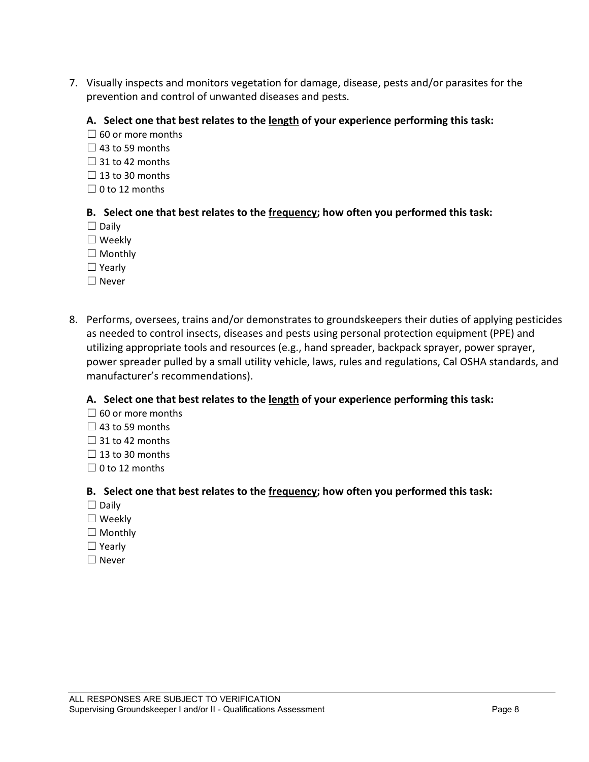7. Visually inspects and monitors vegetation for damage, disease, pests and/or parasites for the prevention and control of unwanted diseases and pests.

   **A. Select one that best relates to the <u>length</u> of your experience performing this task:**

   ☐ 60 or more months
   ☐ 43 to 59 months
   ☐ 31 to 42 months
   ☐ 13 to 30 months
   ☐ 0 to 12 months

   **B. Select one that best relates to the <u>frequency</u>; how often you performed this task:**

   ☐ Daily
   ☐ Weekly
   ☐ Monthly
   ☐ Yearly
   ☐ Never

8. Performs, oversees, trains and/or demonstrates to groundskeepers their duties of applying pesticides as needed to control insects, diseases and pests using personal protection equipment (PPE) and utilizing appropriate tools and resources (e.g., hand spreader, backpack sprayer, power sprayer, power spreader pulled by a small utility vehicle, laws, rules and regulations, Cal OSHA standards, and manufacturer's recommendations).

   **A. Select one that best relates to the <u>length</u> of your experience performing this task:**

   ☐ 60 or more months
   ☐ 43 to 59 months
   ☐ 31 to 42 months
   ☐ 13 to 30 months
   ☐ 0 to 12 months

   **B. Select one that best relates to the <u>frequency</u>; how often you performed this task:**

   ☐ Daily
   ☐ Weekly
   ☐ Monthly
   ☐ Yearly
   ☐ Never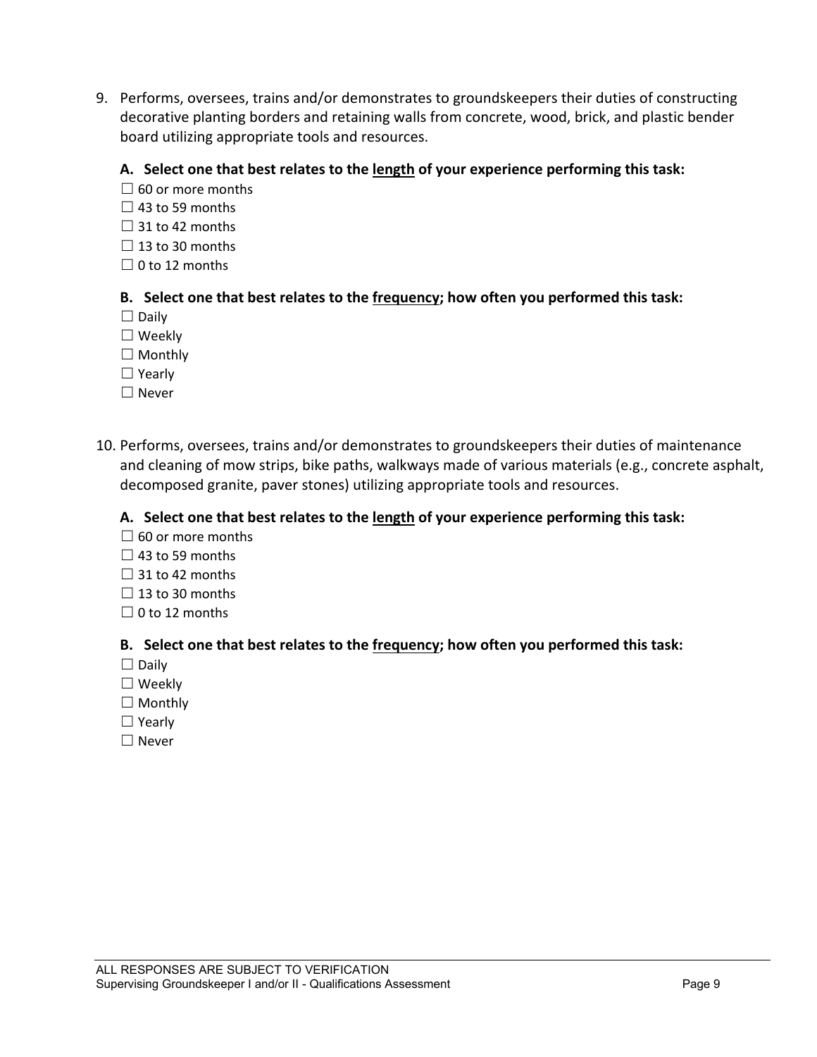9. Performs, oversees, trains and/or demonstrates to groundskeepers their duties of constructing decorative planting borders and retaining walls from concrete, wood, brick, and plastic bender board utilizing appropriate tools and resources.

   **A. Select one that best relates to the <u>length</u> of your experience performing this task:**
   ☐ 60 or more months
   ☐ 43 to 59 months
   ☐ 31 to 42 months
   ☐ 13 to 30 months
   ☐ 0 to 12 months

   **B. Select one that best relates to the <u>frequency</u>; how often you performed this task:**
   ☐ Daily
   ☐ Weekly
   ☐ Monthly
   ☐ Yearly
   ☐ Never

10. Performs, oversees, trains and/or demonstrates to groundskeepers their duties of maintenance and cleaning of mow strips, bike paths, walkways made of various materials (e.g., concrete asphalt, decomposed granite, paver stones) utilizing appropriate tools and resources.

    **A. Select one that best relates to the <u>length</u> of your experience performing this task:**
    ☐ 60 or more months
    ☐ 43 to 59 months
    ☐ 31 to 42 months
    ☐ 13 to 30 months
    ☐ 0 to 12 months

    **B. Select one that best relates to the <u>frequency</u>; how often you performed this task:**
    ☐ Daily
    ☐ Weekly
    ☐ Monthly
    ☐ Yearly
    ☐ Never

ALL RESPONSES ARE SUBJECT TO VERIFICATION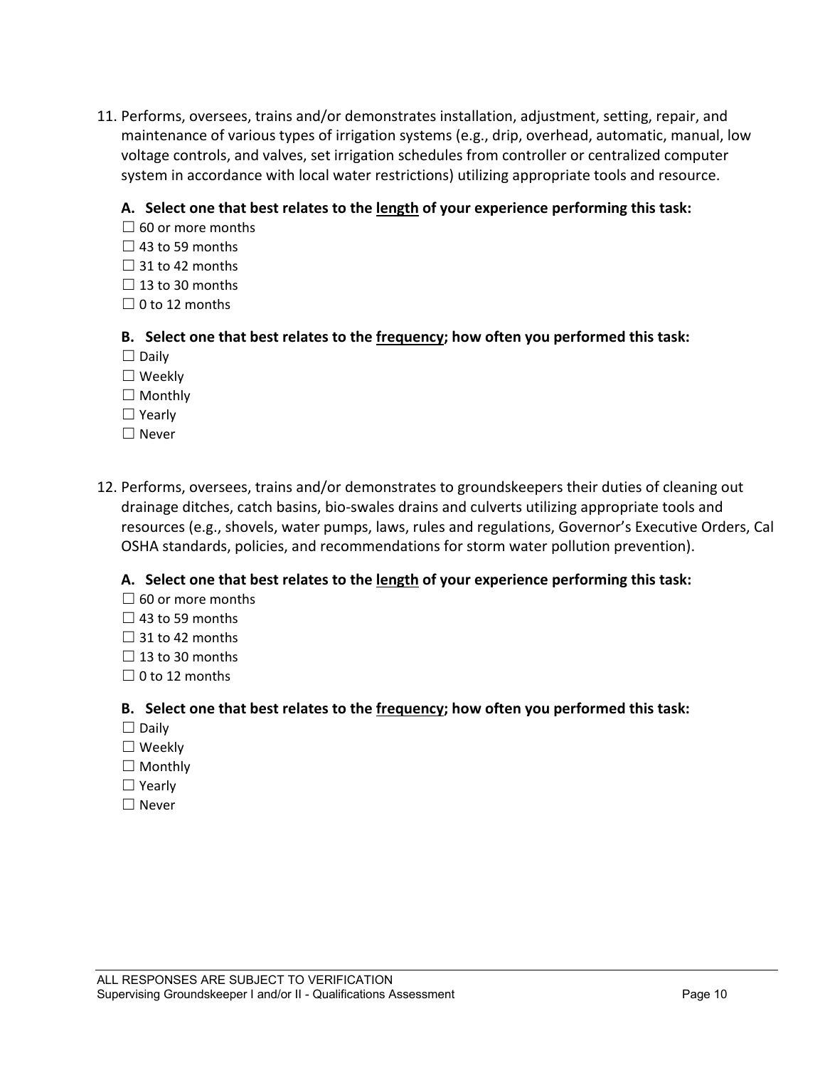11. Performs, oversees, trains and/or demonstrates installation, adjustment, setting, repair, and maintenance of various types of irrigation systems (e.g., drip, overhead, automatic, manual, low voltage controls, and valves, set irrigation schedules from controller or centralized computer system in accordance with local water restrictions) utilizing appropriate tools and resource.

**A. Select one that best relates to the <u>length</u> of your experience performing this task:**

☐ 60 or more months
☐ 43 to 59 months
☐ 31 to 42 months
☐ 13 to 30 months
☐ 0 to 12 months

**B. Select one that best relates to the <u>frequency</u>; how often you performed this task:**

☐ Daily
☐ Weekly
☐ Monthly
☐ Yearly
☐ Never

12. Performs, oversees, trains and/or demonstrates to groundskeepers their duties of cleaning out drainage ditches, catch basins, bio-swales drains and culverts utilizing appropriate tools and resources (e.g., shovels, water pumps, laws, rules and regulations, Governor's Executive Orders, Cal OSHA standards, policies, and recommendations for storm water pollution prevention).

**A. Select one that best relates to the <u>length</u> of your experience performing this task:**

☐ 60 or more months
☐ 43 to 59 months
☐ 31 to 42 months
☐ 13 to 30 months
☐ 0 to 12 months

**B. Select one that best relates to the <u>frequency</u>; how often you performed this task:**

☐ Daily
☐ Weekly
☐ Monthly
☐ Yearly
☐ Never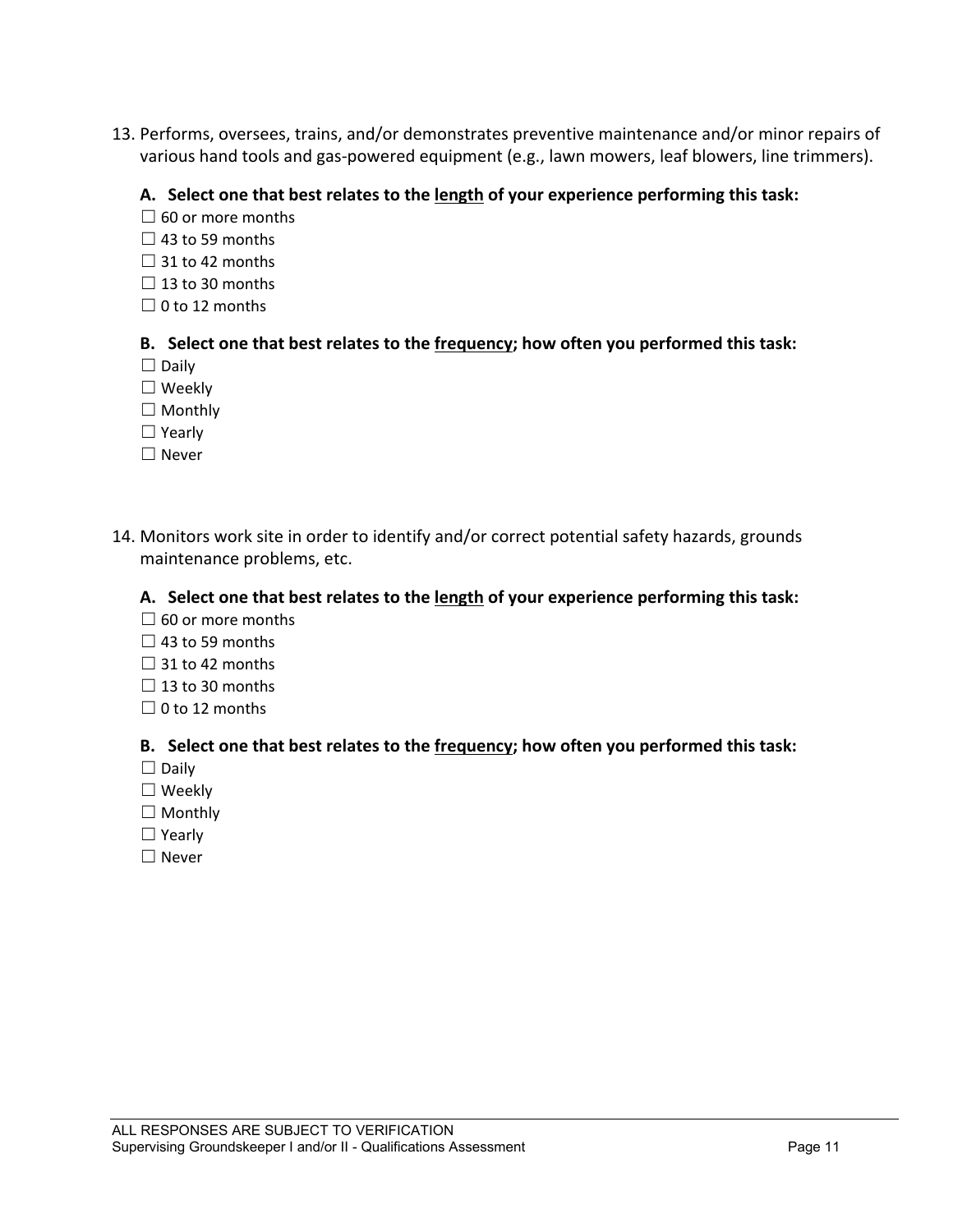13. Performs, oversees, trains, and/or demonstrates preventive maintenance and/or minor repairs of various hand tools and gas-powered equipment (e.g., lawn mowers, leaf blowers, line trimmers).

   **A. Select one that best relates to the <u>length</u> of your experience performing this task:**

   ☐ 60 or more months
   ☐ 43 to 59 months
   ☐ 31 to 42 months
   ☐ 13 to 30 months
   ☐ 0 to 12 months

   **B. Select one that best relates to the <u>frequency</u>; how often you performed this task:**

   ☐ Daily
   ☐ Weekly
   ☐ Monthly
   ☐ Yearly
   ☐ Never

14. Monitors work site in order to identify and/or correct potential safety hazards, grounds maintenance problems, etc.

   **A. Select one that best relates to the <u>length</u> of your experience performing this task:**

   ☐ 60 or more months
   ☐ 43 to 59 months
   ☐ 31 to 42 months
   ☐ 13 to 30 months
   ☐ 0 to 12 months

   **B. Select one that best relates to the <u>frequency</u>; how often you performed this task:**

   ☐ Daily
   ☐ Weekly
   ☐ Monthly
   ☐ Yearly
   ☐ Never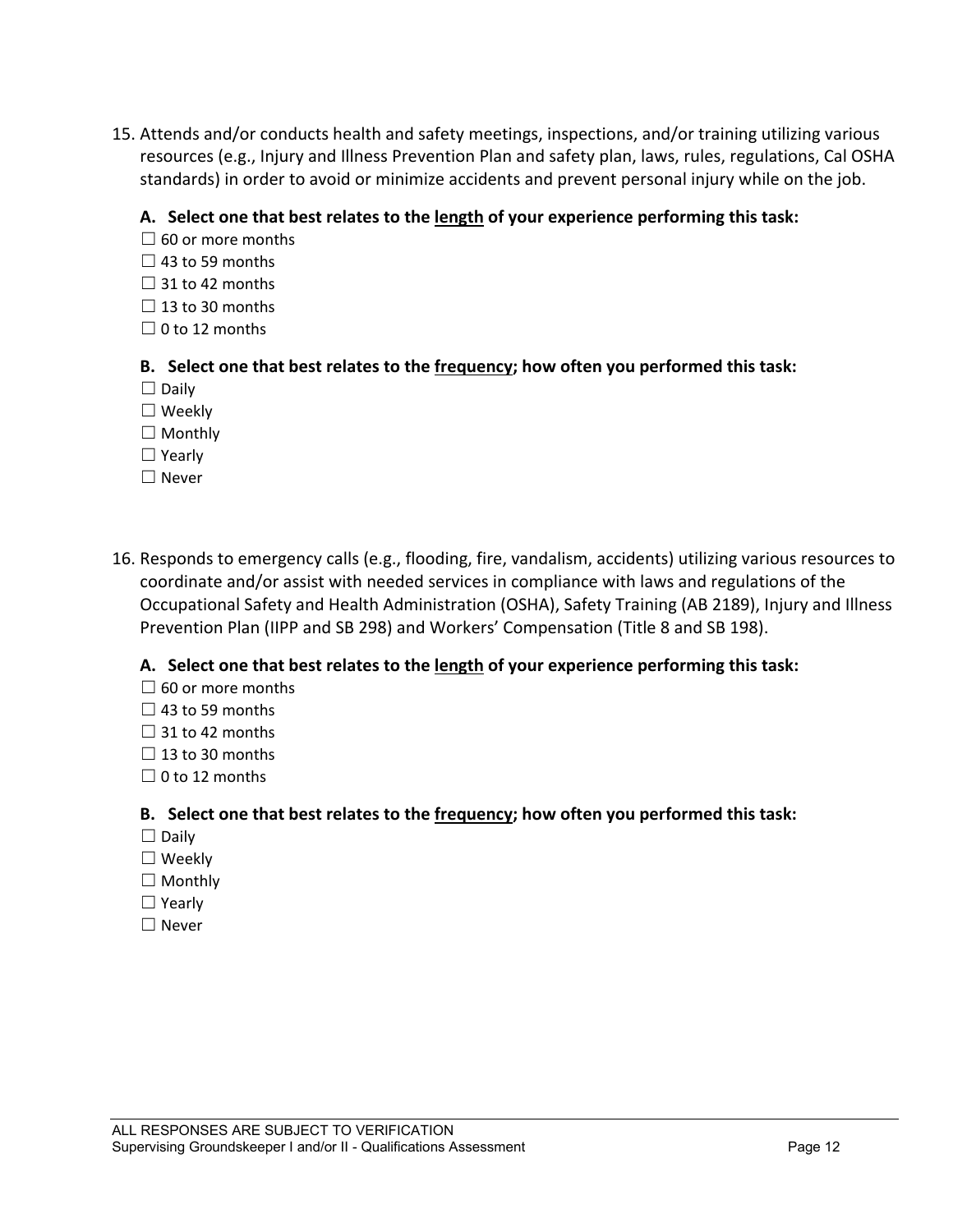15. Attends and/or conducts health and safety meetings, inspections, and/or training utilizing various resources (e.g., Injury and Illness Prevention Plan and safety plan, laws, rules, regulations, Cal OSHA standards) in order to avoid or minimize accidents and prevent personal injury while on the job.

**A. Select one that best relates to the <u>length</u> of your experience performing this task:**

☐ 60 or more months
☐ 43 to 59 months
☐ 31 to 42 months
☐ 13 to 30 months
☐ 0 to 12 months

**B. Select one that best relates to the <u>frequency</u>; how often you performed this task:**

☐ Daily
☐ Weekly
☐ Monthly
☐ Yearly
☐ Never

16. Responds to emergency calls (e.g., flooding, fire, vandalism, accidents) utilizing various resources to coordinate and/or assist with needed services in compliance with laws and regulations of the Occupational Safety and Health Administration (OSHA), Safety Training (AB 2189), Injury and Illness Prevention Plan (IIPP and SB 298) and Workers' Compensation (Title 8 and SB 198).

**A. Select one that best relates to the <u>length</u> of your experience performing this task:**

☐ 60 or more months
☐ 43 to 59 months
☐ 31 to 42 months
☐ 13 to 30 months
☐ 0 to 12 months

**B. Select one that best relates to the <u>frequency</u>; how often you performed this task:**

☐ Daily
☐ Weekly
☐ Monthly
☐ Yearly
☐ Never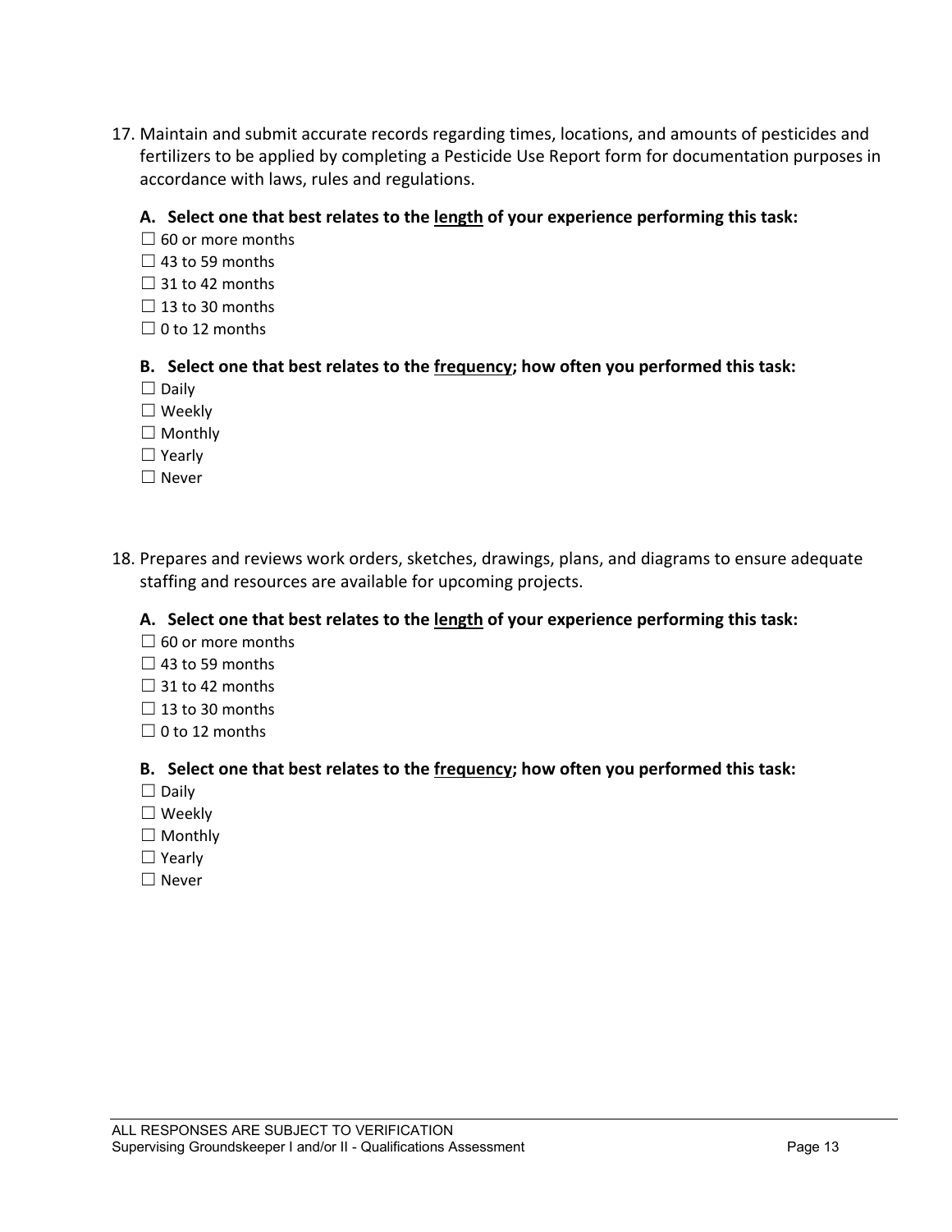17. Maintain and submit accurate records regarding times, locations, and amounts of pesticides and fertilizers to be applied by completing a Pesticide Use Report form for documentation purposes in accordance with laws, rules and regulations.

**A. Select one that best relates to the <u>length</u> of your experience performing this task:**

☐ 60 or more months
☐ 43 to 59 months
☐ 31 to 42 months
☐ 13 to 30 months
☐ 0 to 12 months

**B. Select one that best relates to the <u>frequency</u>; how often you performed this task:**

☐ Daily
☐ Weekly
☐ Monthly
☐ Yearly
☐ Never

18. Prepares and reviews work orders, sketches, drawings, plans, and diagrams to ensure adequate staffing and resources are available for upcoming projects.

**A. Select one that best relates to the <u>length</u> of your experience performing this task:**

☐ 60 or more months
☐ 43 to 59 months
☐ 31 to 42 months
☐ 13 to 30 months
☐ 0 to 12 months

**B. Select one that best relates to the <u>frequency</u>; how often you performed this task:**

☐ Daily
☐ Weekly
☐ Monthly
☐ Yearly
☐ Never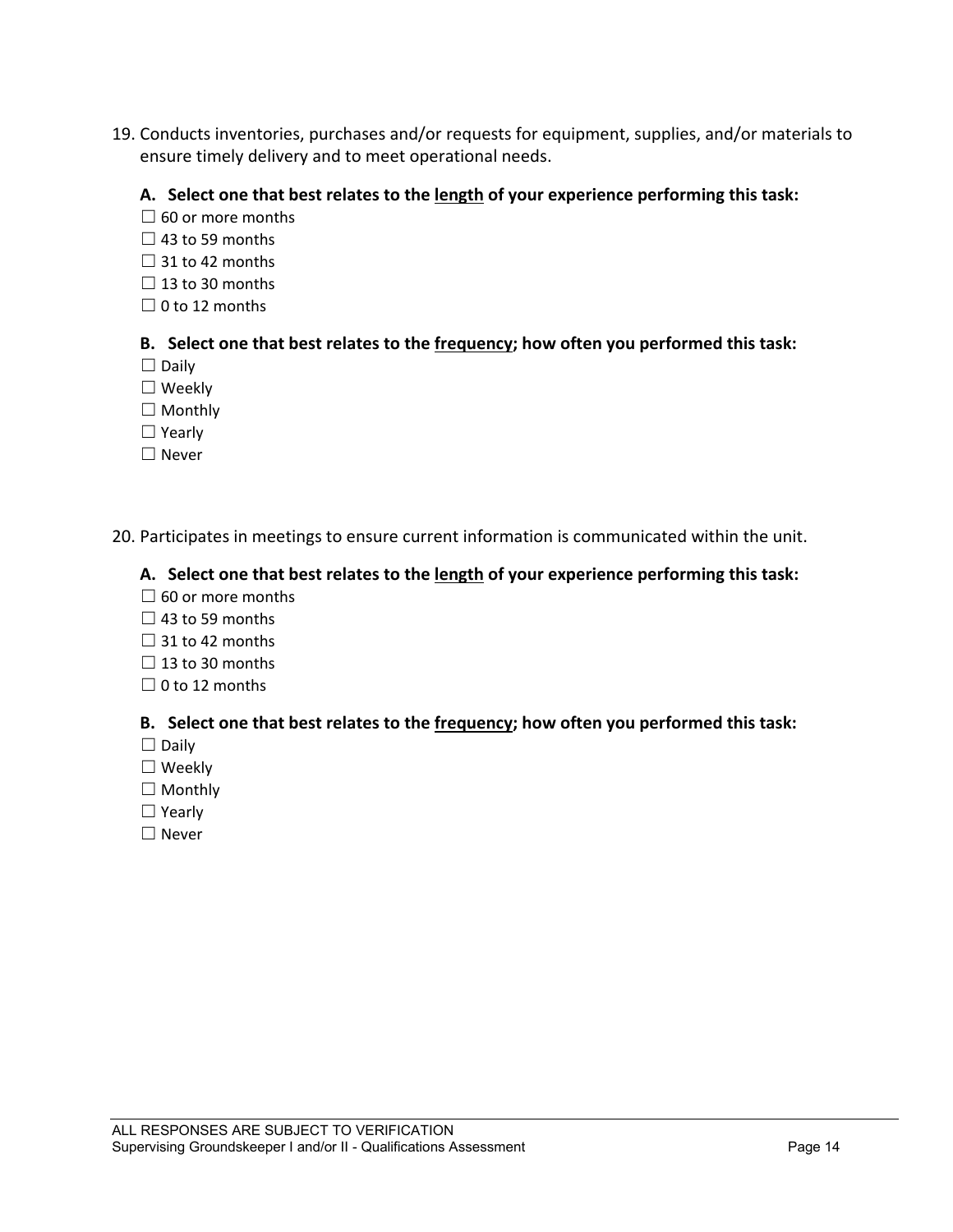19. Conducts inventories, purchases and/or requests for equipment, supplies, and/or materials to ensure timely delivery and to meet operational needs.

   **A. Select one that best relates to the <u>length</u> of your experience performing this task:**

   ☐ 60 or more months
   ☐ 43 to 59 months
   ☐ 31 to 42 months
   ☐ 13 to 30 months
   ☐ 0 to 12 months

   **B. Select one that best relates to the <u>frequency</u>; how often you performed this task:**

   ☐ Daily
   ☐ Weekly
   ☐ Monthly
   ☐ Yearly
   ☐ Never

20. Participates in meetings to ensure current information is communicated within the unit.

   **A. Select one that best relates to the <u>length</u> of your experience performing this task:**

   ☐ 60 or more months
   ☐ 43 to 59 months
   ☐ 31 to 42 months
   ☐ 13 to 30 months
   ☐ 0 to 12 months

   **B. Select one that best relates to the <u>frequency</u>; how often you performed this task:**

   ☐ Daily
   ☐ Weekly
   ☐ Monthly
   ☐ Yearly
   ☐ Never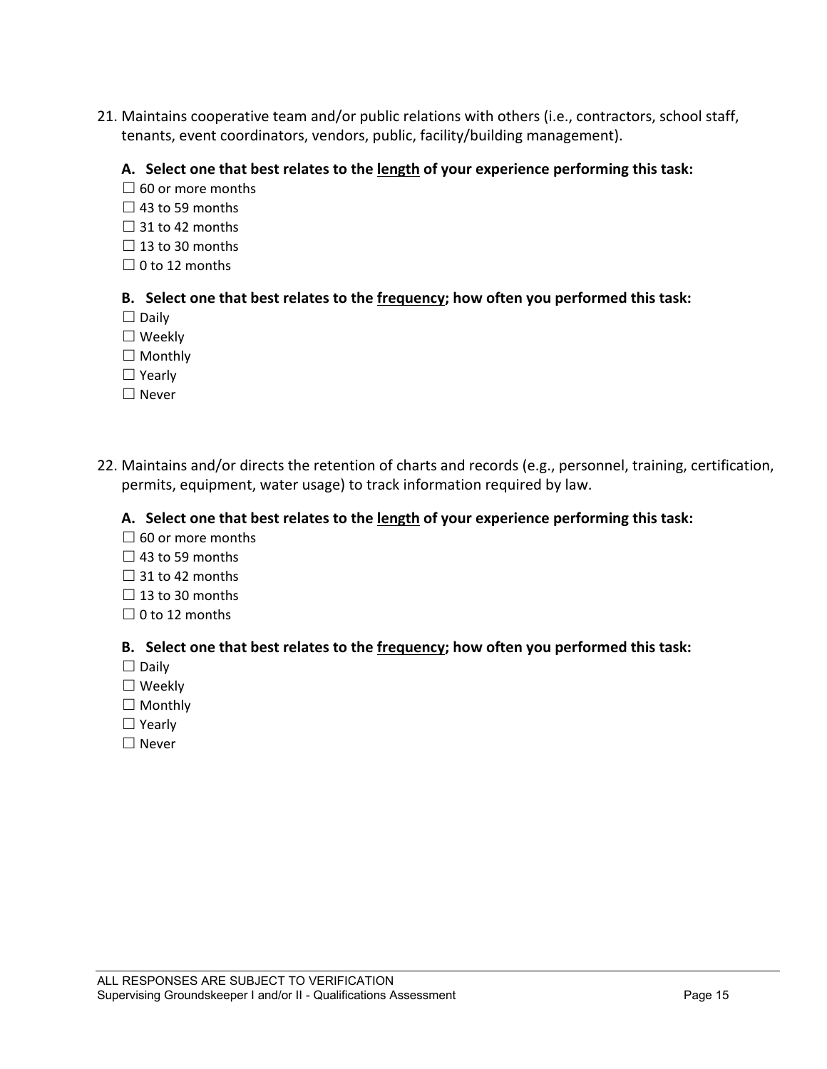21. Maintains cooperative team and/or public relations with others (i.e., contractors, school staff, tenants, event coordinators, vendors, public, facility/building management).

    **A. Select one that best relates to the length of your experience performing this task:**

    ☐ 60 or more months
    ☐ 43 to 59 months
    ☐ 31 to 42 months
    ☐ 13 to 30 months
    ☐ 0 to 12 months

    **B. Select one that best relates to the frequency; how often you performed this task:**

    ☐ Daily
    ☐ Weekly
    ☐ Monthly
    ☐ Yearly
    ☐ Never

22. Maintains and/or directs the retention of charts and records (e.g., personnel, training, certification, permits, equipment, water usage) to track information required by law.

    **A. Select one that best relates to the length of your experience performing this task:**

    ☐ 60 or more months
    ☐ 43 to 59 months
    ☐ 31 to 42 months
    ☐ 13 to 30 months
    ☐ 0 to 12 months

    **B. Select one that best relates to the frequency; how often you performed this task:**

    ☐ Daily
    ☐ Weekly
    ☐ Monthly
    ☐ Yearly
    ☐ Never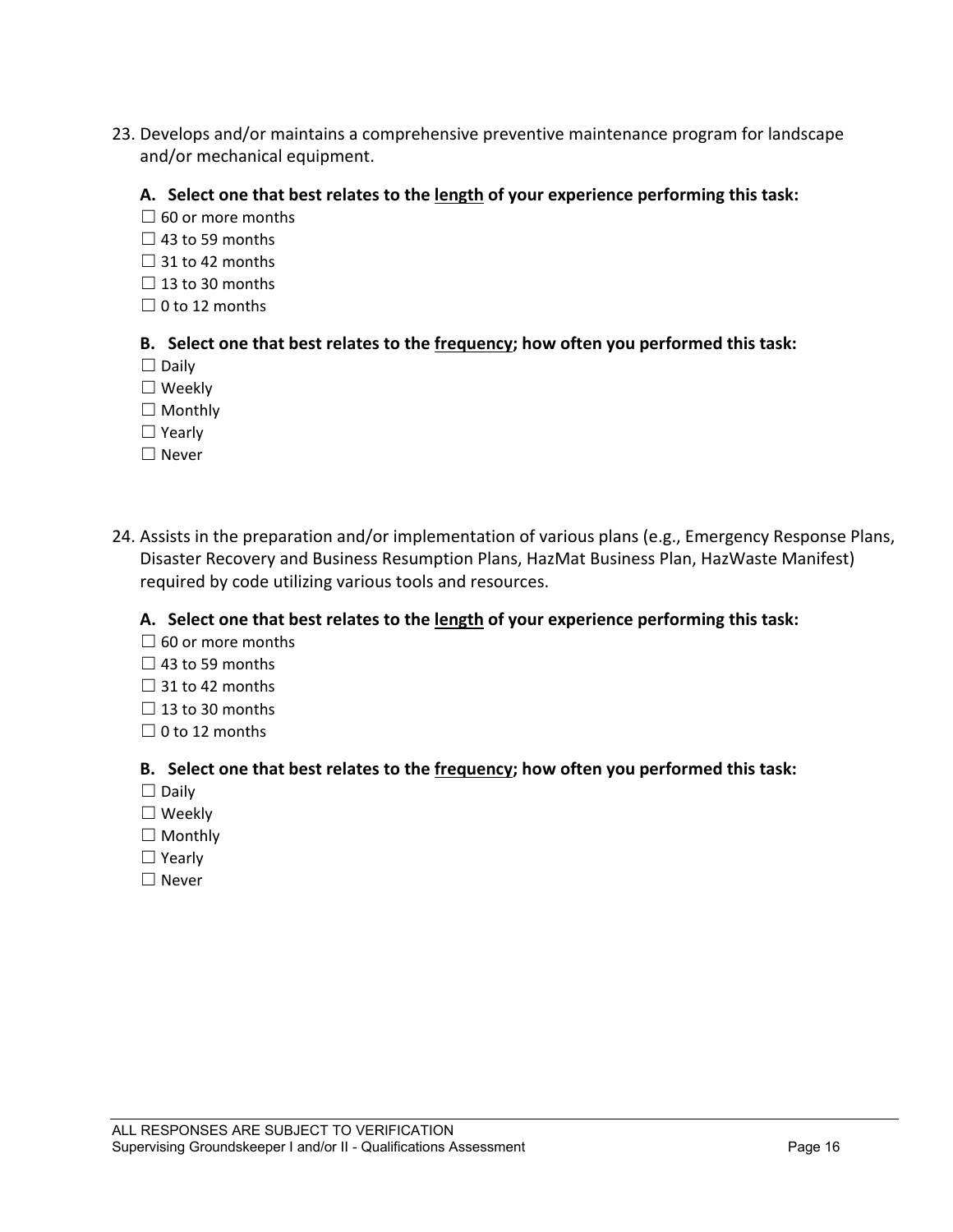23. Develops and/or maintains a comprehensive preventive maintenance program for landscape and/or mechanical equipment.

**A. Select one that best relates to the <u>length</u> of your experience performing this task:**

☐ 60 or more months
☐ 43 to 59 months
☐ 31 to 42 months
☐ 13 to 30 months
☐ 0 to 12 months

**B. Select one that best relates to the <u>frequency</u>; how often you performed this task:**

☐ Daily
☐ Weekly
☐ Monthly
☐ Yearly
☐ Never

24. Assists in the preparation and/or implementation of various plans (e.g., Emergency Response Plans, Disaster Recovery and Business Resumption Plans, HazMat Business Plan, HazWaste Manifest) required by code utilizing various tools and resources.

**A. Select one that best relates to the <u>length</u> of your experience performing this task:**

☐ 60 or more months
☐ 43 to 59 months
☐ 31 to 42 months
☐ 13 to 30 months
☐ 0 to 12 months

**B. Select one that best relates to the <u>frequency</u>; how often you performed this task:**

☐ Daily
☐ Weekly
☐ Monthly
☐ Yearly
☐ Never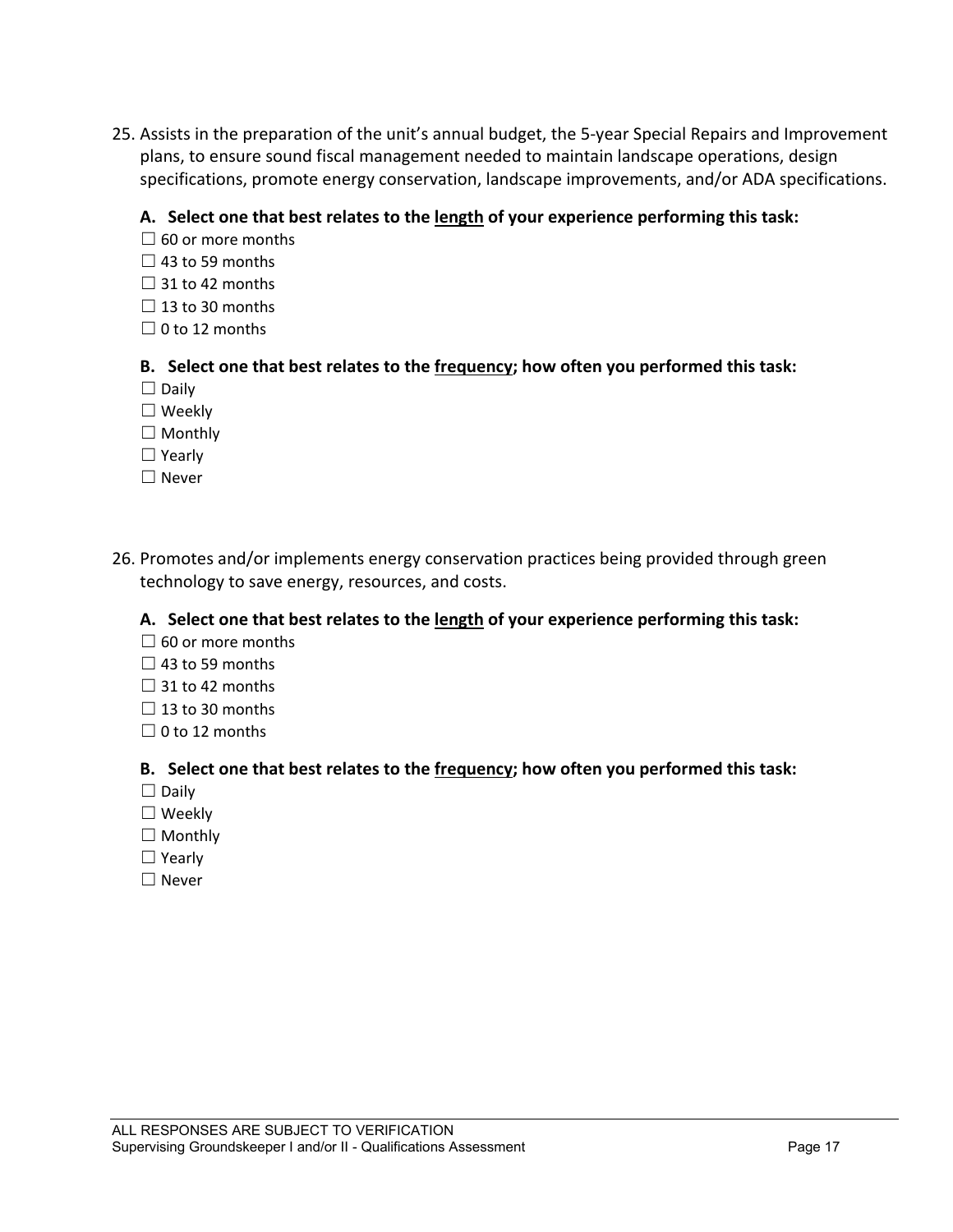25. Assists in the preparation of the unit's annual budget, the 5-year Special Repairs and Improvement plans, to ensure sound fiscal management needed to maintain landscape operations, design specifications, promote energy conservation, landscape improvements, and/or ADA specifications.

**A. Select one that best relates to the <u>length</u> of your experience performing this task:**

☐ 60 or more months
☐ 43 to 59 months
☐ 31 to 42 months
☐ 13 to 30 months
☐ 0 to 12 months

**B. Select one that best relates to the <u>frequency</u>; how often you performed this task:**

☐ Daily
☐ Weekly
☐ Monthly
☐ Yearly
☐ Never

26. Promotes and/or implements energy conservation practices being provided through green technology to save energy, resources, and costs.

**A. Select one that best relates to the <u>length</u> of your experience performing this task:**

☐ 60 or more months
☐ 43 to 59 months
☐ 31 to 42 months
☐ 13 to 30 months
☐ 0 to 12 months

**B. Select one that best relates to the <u>frequency</u>; how often you performed this task:**

☐ Daily
☐ Weekly
☐ Monthly
☐ Yearly
☐ Never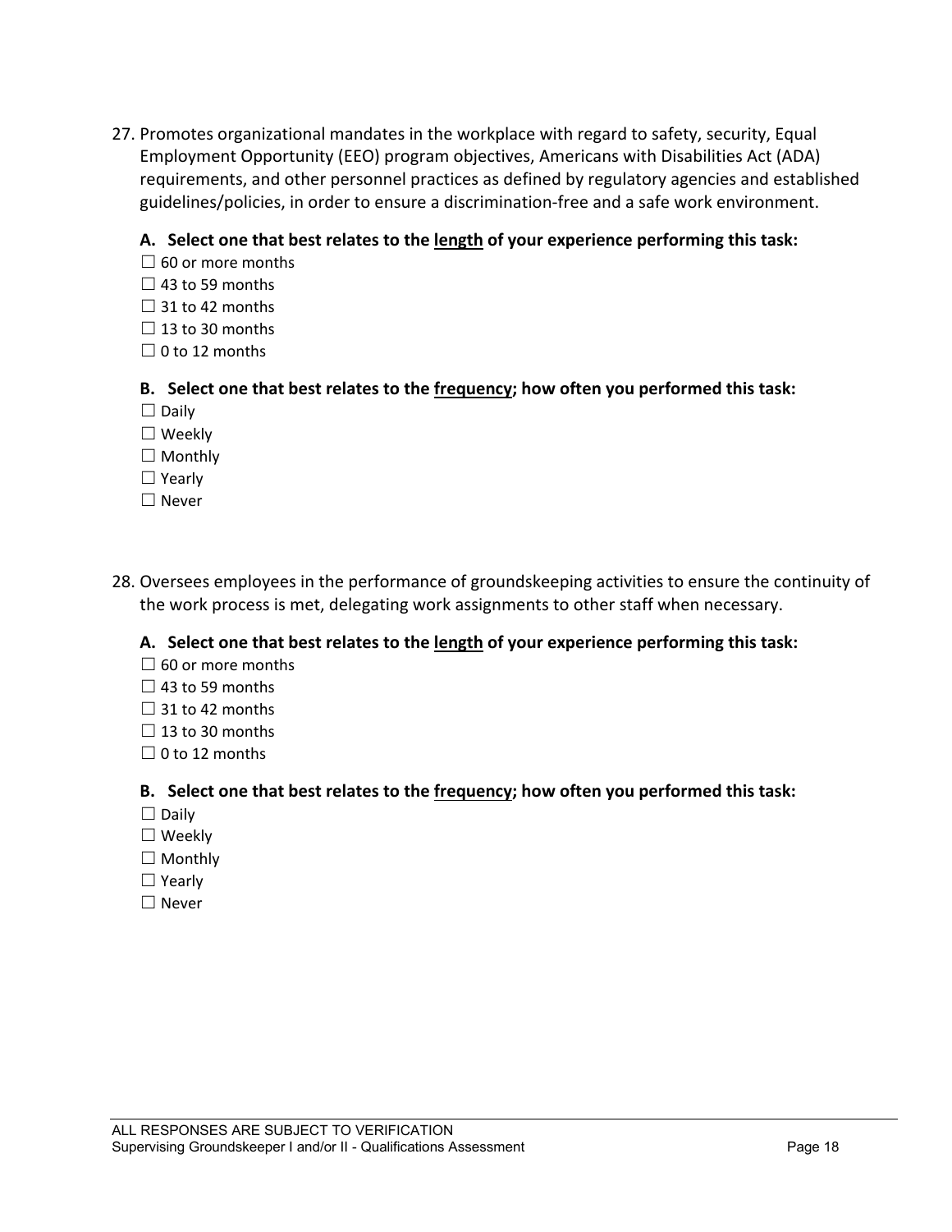27. Promotes organizational mandates in the workplace with regard to safety, security, Equal Employment Opportunity (EEO) program objectives, Americans with Disabilities Act (ADA) requirements, and other personnel practices as defined by regulatory agencies and established guidelines/policies, in order to ensure a discrimination-free and a safe work environment.

   **A. Select one that best relates to the <u>length</u> of your experience performing this task:**

   ☐ 60 or more months
   ☐ 43 to 59 months
   ☐ 31 to 42 months
   ☐ 13 to 30 months
   ☐ 0 to 12 months

   **B. Select one that best relates to the <u>frequency</u>; how often you performed this task:**

   ☐ Daily
   ☐ Weekly
   ☐ Monthly
   ☐ Yearly
   ☐ Never

28. Oversees employees in the performance of groundskeeping activities to ensure the continuity of the work process is met, delegating work assignments to other staff when necessary.

   **A. Select one that best relates to the <u>length</u> of your experience performing this task:**

   ☐ 60 or more months
   ☐ 43 to 59 months
   ☐ 31 to 42 months
   ☐ 13 to 30 months
   ☐ 0 to 12 months

   **B. Select one that best relates to the <u>frequency</u>; how often you performed this task:**

   ☐ Daily
   ☐ Weekly
   ☐ Monthly
   ☐ Yearly
   ☐ Never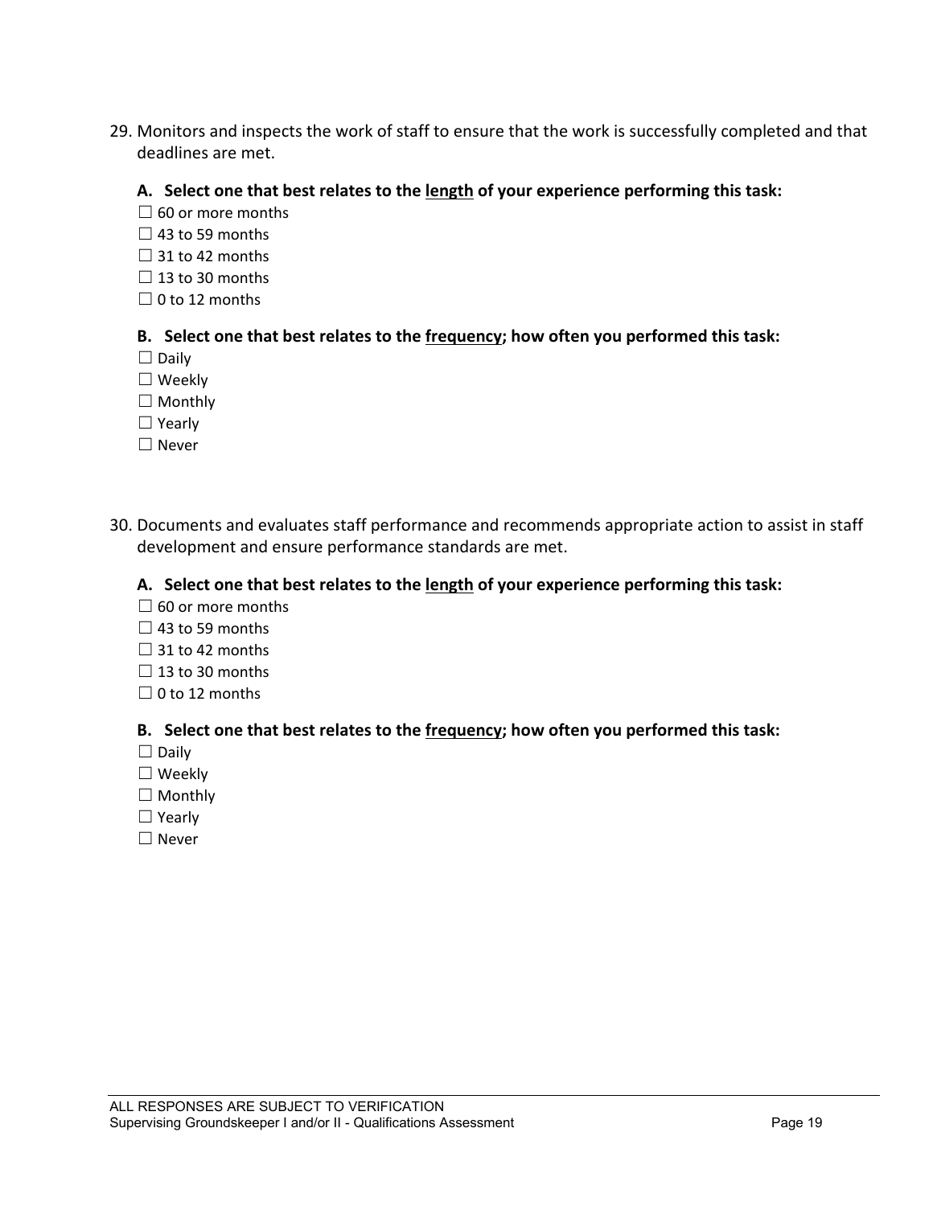29. Monitors and inspects the work of staff to ensure that the work is successfully completed and that deadlines are met.

   **A. Select one that best relates to the <u>length</u> of your experience performing this task:**

   ☐ 60 or more months
   ☐ 43 to 59 months
   ☐ 31 to 42 months
   ☐ 13 to 30 months
   ☐ 0 to 12 months

   **B. Select one that best relates to the <u>frequency</u>; how often you performed this task:**

   ☐ Daily
   ☐ Weekly
   ☐ Monthly
   ☐ Yearly
   ☐ Never

30. Documents and evaluates staff performance and recommends appropriate action to assist in staff development and ensure performance standards are met.

   **A. Select one that best relates to the <u>length</u> of your experience performing this task:**

   ☐ 60 or more months
   ☐ 43 to 59 months
   ☐ 31 to 42 months
   ☐ 13 to 30 months
   ☐ 0 to 12 months

   **B. Select one that best relates to the <u>frequency</u>; how often you performed this task:**

   ☐ Daily
   ☐ Weekly
   ☐ Monthly
   ☐ Yearly
   ☐ Never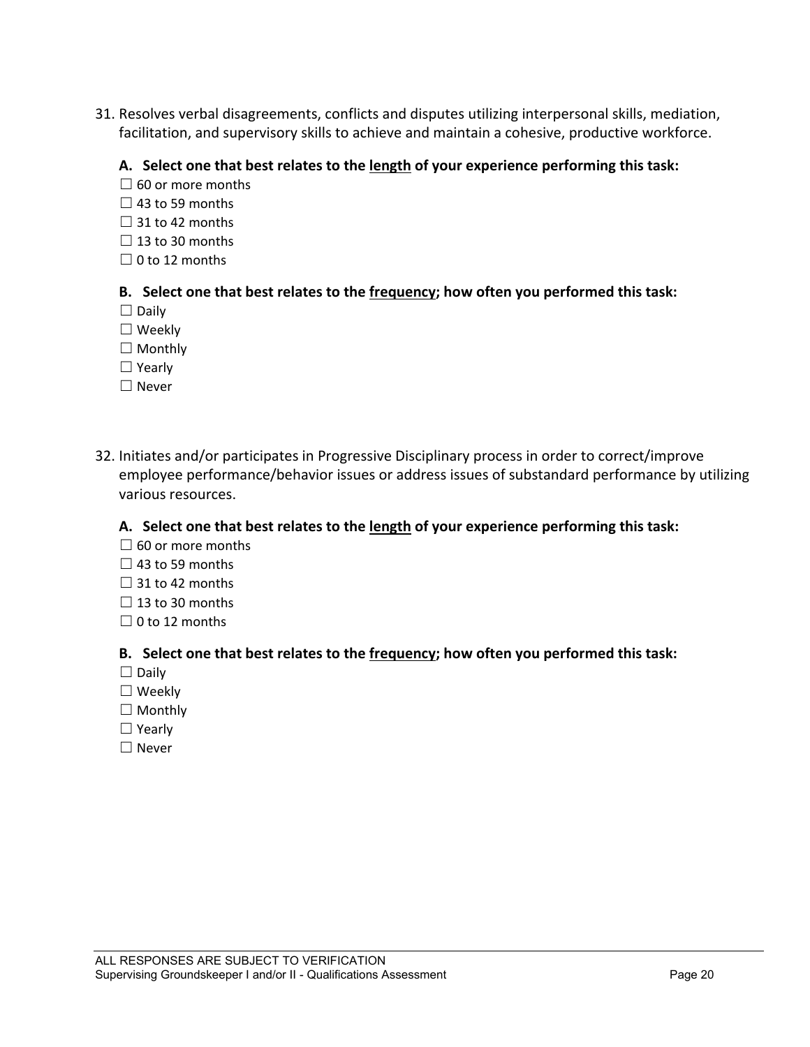31. Resolves verbal disagreements, conflicts and disputes utilizing interpersonal skills, mediation, facilitation, and supervisory skills to achieve and maintain a cohesive, productive workforce.

**A. Select one that best relates to the <u>length</u> of your experience performing this task:**

☐ 60 or more months
☐ 43 to 59 months
☐ 31 to 42 months
☐ 13 to 30 months
☐ 0 to 12 months

**B. Select one that best relates to the <u>frequency</u>; how often you performed this task:**

☐ Daily
☐ Weekly
☐ Monthly
☐ Yearly
☐ Never

32. Initiates and/or participates in Progressive Disciplinary process in order to correct/improve employee performance/behavior issues or address issues of substandard performance by utilizing various resources.

**A. Select one that best relates to the <u>length</u> of your experience performing this task:**

☐ 60 or more months
☐ 43 to 59 months
☐ 31 to 42 months
☐ 13 to 30 months
☐ 0 to 12 months

**B. Select one that best relates to the <u>frequency</u>; how often you performed this task:**

☐ Daily
☐ Weekly
☐ Monthly
☐ Yearly
☐ Never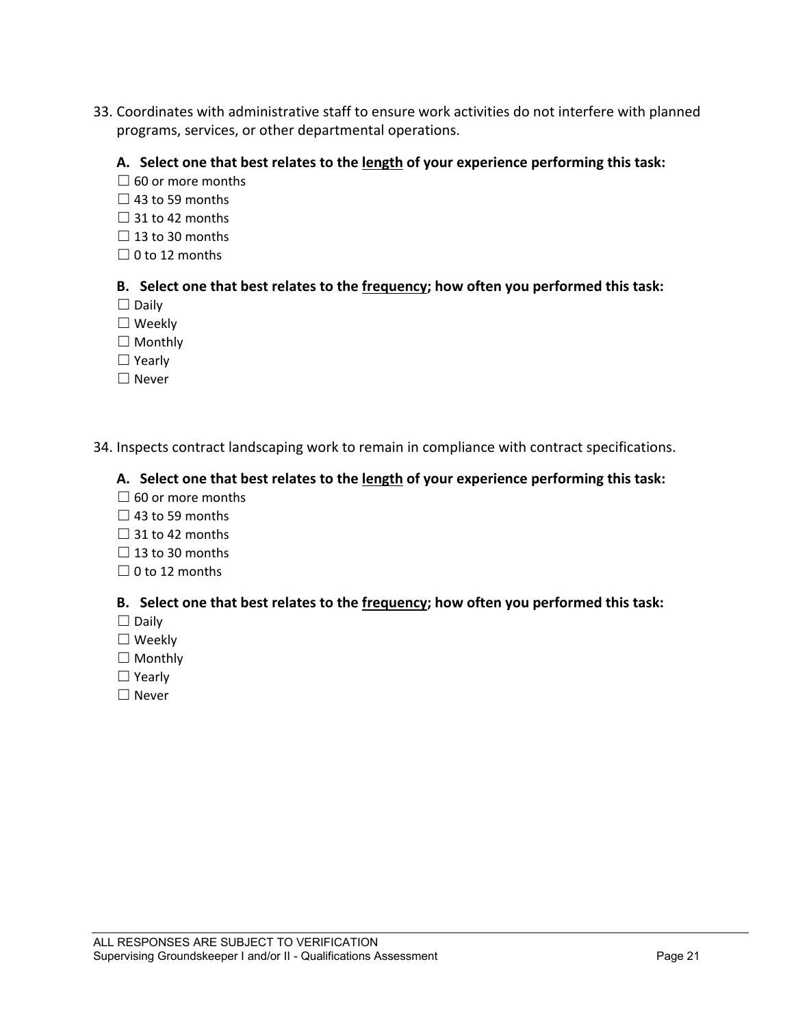33. Coordinates with administrative staff to ensure work activities do not interfere with planned programs, services, or other departmental operations.

   **A. Select one that best relates to the <u>length</u> of your experience performing this task:**

   ☐ 60 or more months
   ☐ 43 to 59 months
   ☐ 31 to 42 months
   ☐ 13 to 30 months
   ☐ 0 to 12 months

   **B. Select one that best relates to the <u>frequency</u>; how often you performed this task:**

   ☐ Daily
   ☐ Weekly
   ☐ Monthly
   ☐ Yearly
   ☐ Never

34. Inspects contract landscaping work to remain in compliance with contract specifications.

   **A. Select one that best relates to the <u>length</u> of your experience performing this task:**

   ☐ 60 or more months
   ☐ 43 to 59 months
   ☐ 31 to 42 months
   ☐ 13 to 30 months
   ☐ 0 to 12 months

   **B. Select one that best relates to the <u>frequency</u>; how often you performed this task:**

   ☐ Daily
   ☐ Weekly
   ☐ Monthly
   ☐ Yearly
   ☐ Never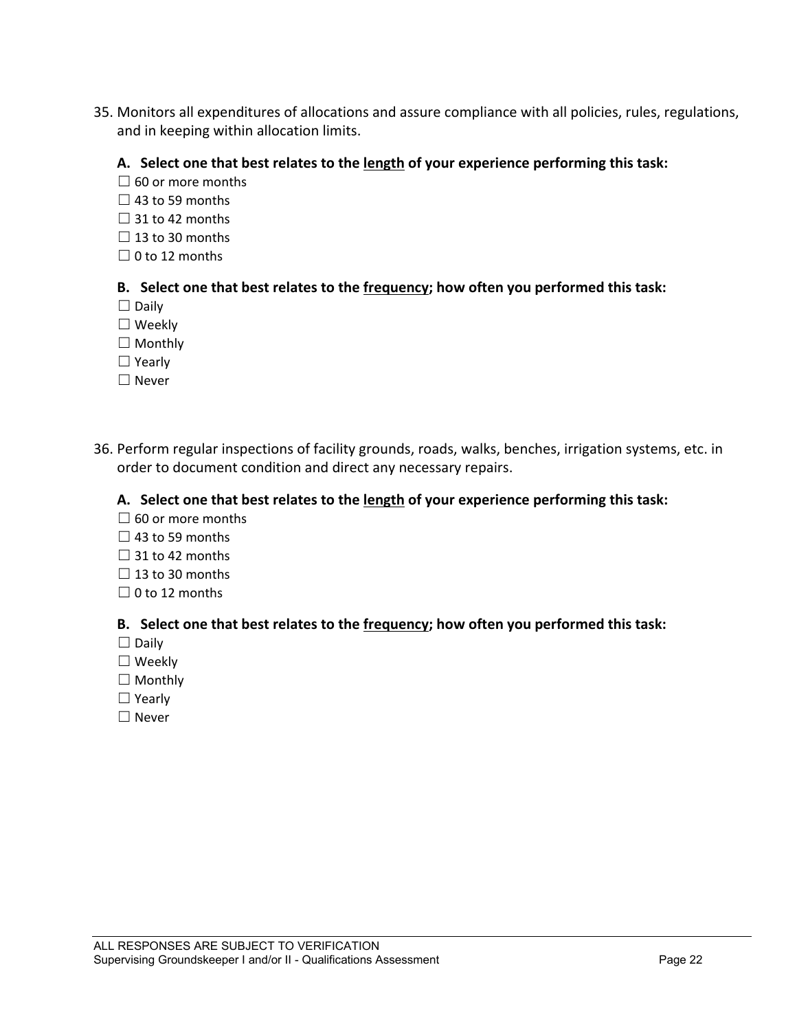35. Monitors all expenditures of allocations and assure compliance with all policies, rules, regulations, and in keeping within allocation limits.

**A. Select one that best relates to the <u>length</u> of your experience performing this task:**

☐ 60 or more months
☐ 43 to 59 months
☐ 31 to 42 months
☐ 13 to 30 months
☐ 0 to 12 months

**B. Select one that best relates to the <u>frequency</u>; how often you performed this task:**

☐ Daily
☐ Weekly
☐ Monthly
☐ Yearly
☐ Never

36. Perform regular inspections of facility grounds, roads, walks, benches, irrigation systems, etc. in order to document condition and direct any necessary repairs.

**A. Select one that best relates to the <u>length</u> of your experience performing this task:**

☐ 60 or more months
☐ 43 to 59 months
☐ 31 to 42 months
☐ 13 to 30 months
☐ 0 to 12 months

**B. Select one that best relates to the <u>frequency</u>; how often you performed this task:**

☐ Daily
☐ Weekly
☐ Monthly
☐ Yearly
☐ Never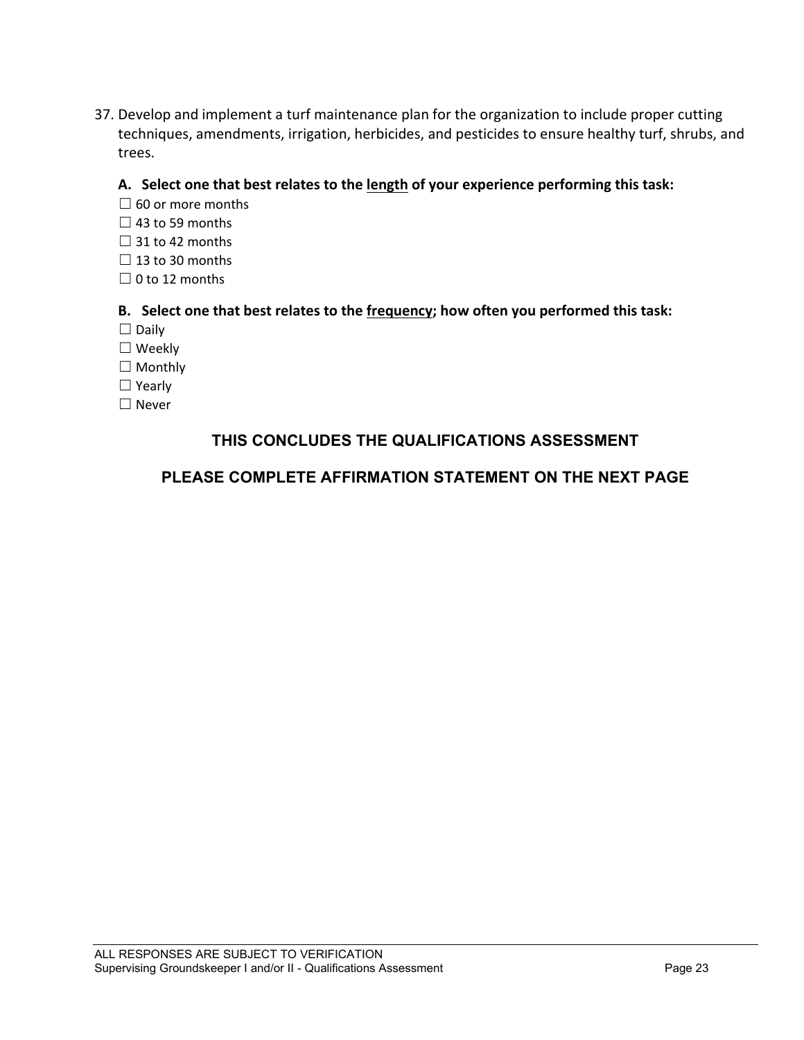37. Develop and implement a turf maintenance plan for the organization to include proper cutting techniques, amendments, irrigation, herbicides, and pesticides to ensure healthy turf, shrubs, and trees.

**A. Select one that best relates to the <u>length</u> of your experience performing this task:**

☐ 60 or more months
☐ 43 to 59 months
☐ 31 to 42 months
☐ 13 to 30 months
☐ 0 to 12 months

**B. Select one that best relates to the <u>frequency</u>; how often you performed this task:**

☐ Daily
☐ Weekly
☐ Monthly
☐ Yearly
☐ Never

**THIS CONCLUDES THE QUALIFICATIONS ASSESSMENT**

**PLEASE COMPLETE AFFIRMATION STATEMENT ON THE NEXT PAGE**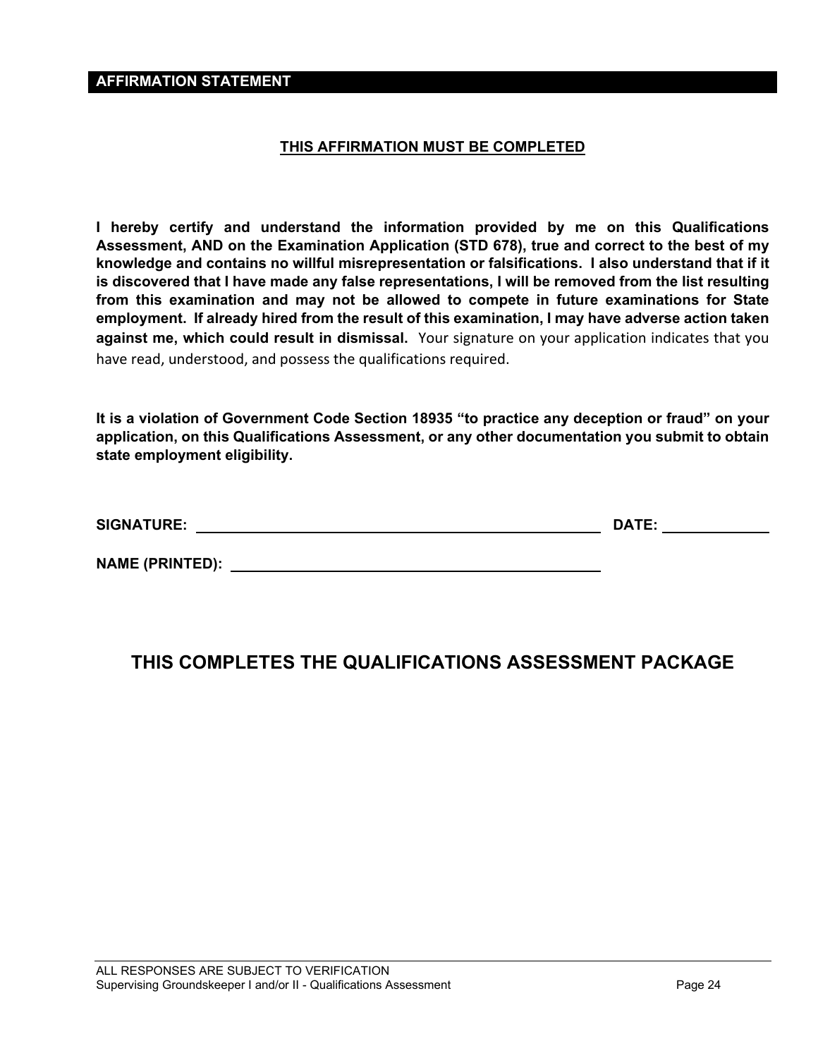## AFFIRMATION STATEMENT

**THIS AFFIRMATION MUST BE COMPLETED**

**I hereby certify and understand the information provided by me on this Qualifications Assessment, AND on the Examination Application (STD 678), true and correct to the best of my knowledge and contains no willful misrepresentation or falsifications. I also understand that if it is discovered that I have made any false representations, I will be removed from the list resulting from this examination and may not be allowed to compete in future examinations for State employment. If already hired from the result of this examination, I may have adverse action taken against me, which could result in dismissal.** Your signature on your application indicates that you have read, understood, and possess the qualifications required.

**It is a violation of Government Code Section 18935 "to practice any deception or fraud" on your application, on this Qualifications Assessment, or any other documentation you submit to obtain state employment eligibility.**

**SIGNATURE:** ______________________________ **DATE:** __________

**NAME (PRINTED):** ______________________________

## THIS COMPLETES THE QUALIFICATIONS ASSESSMENT PACKAGE

ALL RESPONSES ARE SUBJECT TO VERIFICATION